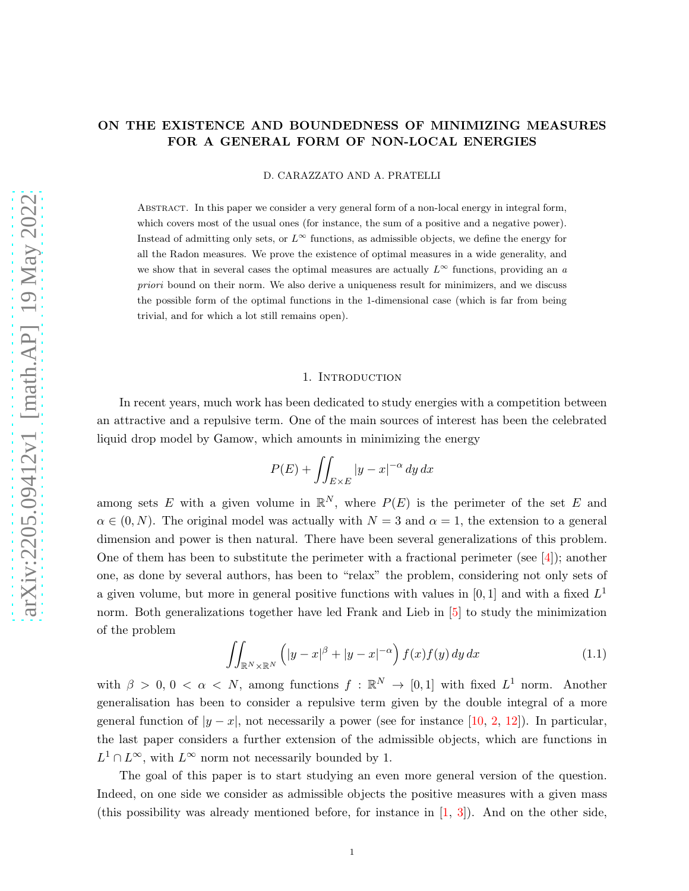# ON THE EXISTENCE AND BOUNDEDNESS OF MINIMIZING MEASURES FOR A GENERAL FORM OF NON-LOCAL ENERGIES

D. CARAZZATO AND A. PRATELLI

Abstract. In this paper we consider a very general form of a non-local energy in integral form, which covers most of the usual ones (for instance, the sum of a positive and a negative power). Instead of admitting only sets, or $L^\infty$ functions, as admissible objects, we define the energy for all the Radon measures. We prove the existence of optimal measures in a wide generality, and we show that in several cases the optimal measures are actually $L^\infty$ functions, providing an *a priori* bound on their norm. We also derive a uniqueness result for minimizers, and we discuss the possible form of the optimal functions in the 1-dimensional case (which is far from being trivial, and for which a lot still remains open).

## 1. Introduction

In recent years, much work has been dedicated to study energies with a competition between an attractive and a repulsive term. One of the main sources of interest has been the celebrated liquid drop model by Gamow, which amounts in minimizing the energy

$$P(E) + \iint_{E\times E} |y-x|^{-\alpha}\, dy\, dx$$

among sets $E$ with a given volume in $\mathbb{R}^N$, where $P(E)$ is the perimeter of the set $E$ and $\alpha \in (0, N)$. The original model was actually with $N = 3$ and $\alpha = 1$, the extension to a general dimension and power is then natural. There have been several generalizations of this problem. One of them has been to substitute the perimeter with a fractional perimeter (see [4]); another one, as done by several authors, has been to "relax" the problem, considering not only sets of a given volume, but more in general positive functions with values in $[0, 1]$ and with a fixed $L^1$ norm. Both generalizations together have led Frank and Lieb in [5] to study the minimization of the problem

$$\iint_{\mathbb{R}^N\times\mathbb{R}^N} \Big(|y-x|^{\beta} + |y-x|^{-\alpha}\Big) f(x)f(y)\, dy\, dx \tag{1.1}$$

with $\beta > 0$, $0 < \alpha < N$, among functions $f : \mathbb{R}^N \to [0, 1]$ with fixed $L^1$ norm. Another generalisation has been to consider a repulsive term given by the double integral of a more general function of $|y-x|$, not necessarily a power (see for instance [10, 2, 12]). In particular, the last paper considers a further extension of the admissible objects, which are functions in $L^1 \cap L^\infty$, with $L^\infty$ norm not necessarily bounded by 1.

The goal of this paper is to start studying an even more general version of the question. Indeed, on one side we consider as admissible objects the positive measures with a given mass (this possibility was already mentioned before, for instance in [1, 3]). And on the other side,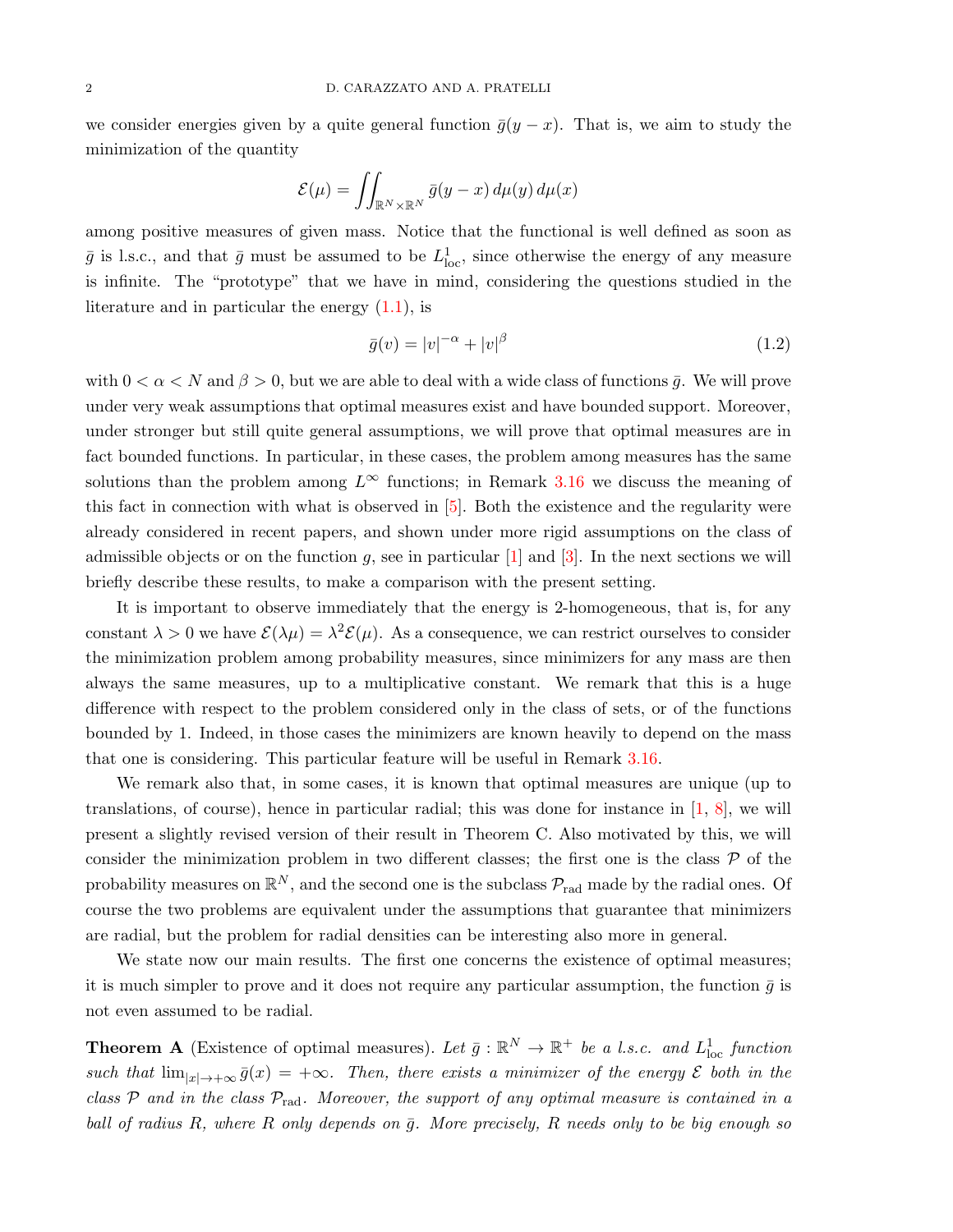we consider energies given by a quite general function $\bar{g}(y-x)$. That is, we aim to study the minimization of the quantity

$$\mathcal{E}(\mu) = \iint_{\mathbb{R}^N\times\mathbb{R}^N} \bar{g}(y-x)\,d\mu(y)\,d\mu(x)$$

among positive measures of given mass. Notice that the functional is well defined as soon as $\bar{g}$ is l.s.c., and that $\bar{g}$ must be assumed to be $L^1_{\rm loc}$, since otherwise the energy of any measure is infinite. The "prototype" that we have in mind, considering the questions studied in the literature and in particular the energy (1.1), is

$$\bar{g}(v) = |v|^{-\alpha} + |v|^{\beta} \tag{1.2}$$

with $0<\alpha<N$ and $\beta>0$, but we are able to deal with a wide class of functions $\bar{g}$. We will prove under very weak assumptions that optimal measures exist and have bounded support. Moreover, under stronger but still quite general assumptions, we will prove that optimal measures are in fact bounded functions. In particular, in these cases, the problem among measures has the same solutions than the problem among $L^\infty$ functions; in Remark 3.16 we discuss the meaning of this fact in connection with what is observed in [5]. Both the existence and the regularity were already considered in recent papers, and shown under more rigid assumptions on the class of admissible objects or on the function $g$, see in particular [1] and [3]. In the next sections we will briefly describe these results, to make a comparison with the present setting.

It is important to observe immediately that the energy is 2-homogeneous, that is, for any constant $\lambda>0$ we have $\mathcal{E}(\lambda\mu) = \lambda^2\mathcal{E}(\mu)$. As a consequence, we can restrict ourselves to consider the minimization problem among probability measures, since minimizers for any mass are then always the same measures, up to a multiplicative constant. We remark that this is a huge difference with respect to the problem considered only in the class of sets, or of the functions bounded by 1. Indeed, in those cases the minimizers are known heavily to depend on the mass that one is considering. This particular feature will be useful in Remark 3.16.

We remark also that, in some cases, it is known that optimal measures are unique (up to translations, of course), hence in particular radial; this was done for instance in [1, 8], we will present a slightly revised version of their result in Theorem C. Also motivated by this, we will consider the minimization problem in two different classes; the first one is the class $\mathcal{P}$ of the probability measures on $\mathbb{R}^N$, and the second one is the subclass $\mathcal{P}_{\rm rad}$ made by the radial ones. Of course the two problems are equivalent under the assumptions that guarantee that minimizers are radial, but the problem for radial densities can be interesting also more in general.

We state now our main results. The first one concerns the existence of optimal measures; it is much simpler to prove and it does not require any particular assumption, the function $\bar{g}$ is not even assumed to be radial.

**Theorem A** (Existence of optimal measures). *Let $\bar{g}:\mathbb{R}^N\to\mathbb{R}^+$ be a l.s.c. and $L^1_{\rm loc}$ function such that $\lim_{|x|\to+\infty}\bar{g}(x) = +\infty$. Then, there exists a minimizer of the energy $\mathcal{E}$ both in the class $\mathcal{P}$ and in the class $\mathcal{P}_{\rm rad}$. Moreover, the support of any optimal measure is contained in a ball of radius $R$, where $R$ only depends on $\bar{g}$. More precisely, $R$ needs only to be big enough so*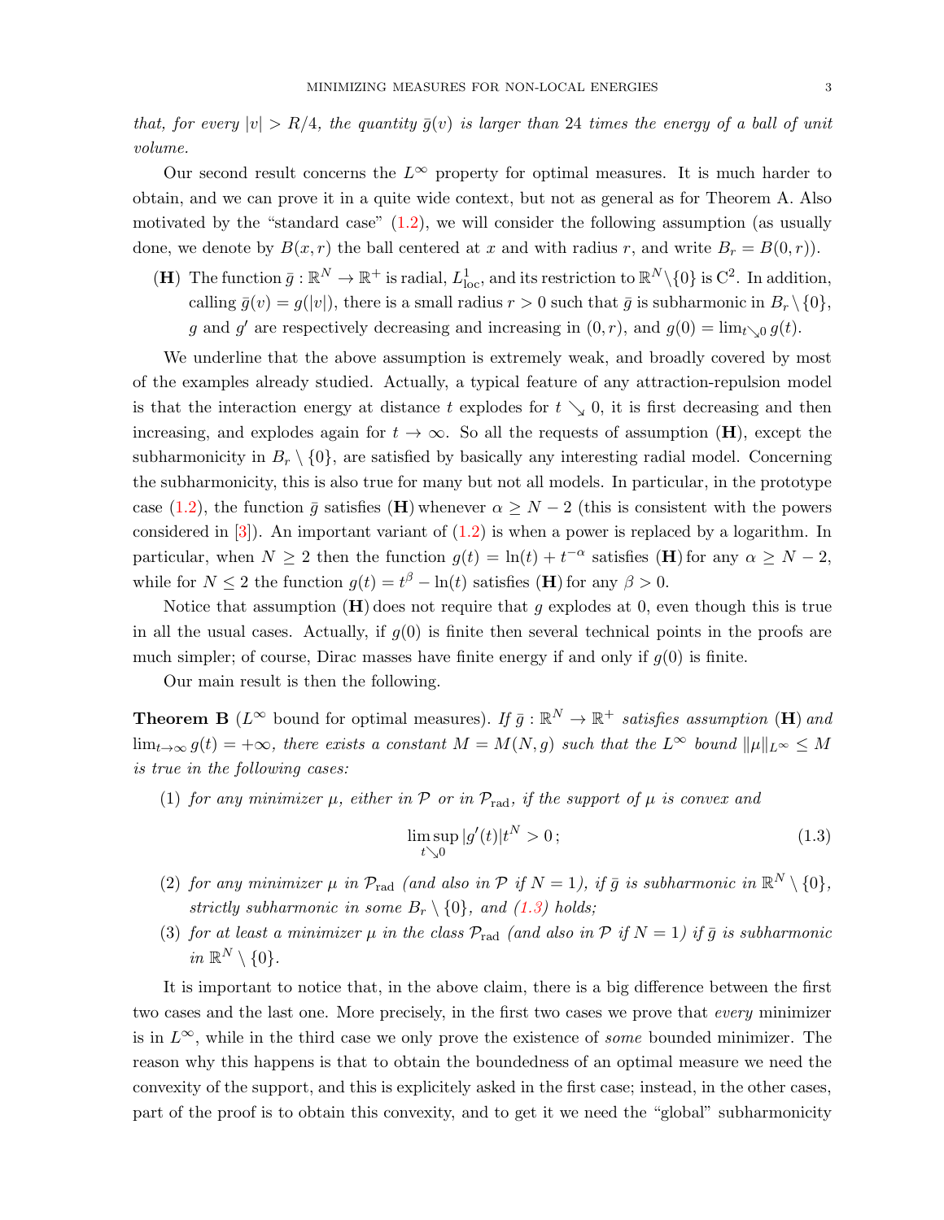*that, for every $|v| > R/4$, the quantity $\bar{g}(v)$ is larger than 24 times the energy of a ball of unit volume.*

Our second result concerns the $L^\infty$ property for optimal measures. It is much harder to obtain, and we can prove it in a quite wide context, but not as general as for Theorem A. Also motivated by the "standard case" (1.2), we will consider the following assumption (as usually done, we denote by $B(x,r)$ the ball centered at $x$ and with radius $r$, and write $B_r = B(0,r)$).

- **(H)** The function $\bar{g} : \mathbb{R}^N \to \mathbb{R}^+$ is radial, $L^1_{\rm loc}$, and its restriction to $\mathbb{R}^N \setminus \{0\}$ is $\mathrm{C}^2$. In addition, calling $\bar{g}(v) = g(|v|)$, there is a small radius $r > 0$ such that $\bar{g}$ is subharmonic in $B_r \setminus \{0\}$, $g$ and $g'$ are respectively decreasing and increasing in $(0,r)$, and $g(0) = \lim_{t \searrow 0} g(t)$.

We underline that the above assumption is extremely weak, and broadly covered by most of the examples already studied. Actually, a typical feature of any attraction-repulsion model is that the interaction energy at distance $t$ explodes for $t \searrow 0$, it is first decreasing and then increasing, and explodes again for $t \to \infty$. So all the requests of assumption **(H)**, except the subharmonicity in $B_r \setminus \{0\}$, are satisfied by basically any interesting radial model. Concerning the subharmonicity, this is also true for many but not all models. In particular, in the prototype case (1.2), the function $\bar{g}$ satisfies **(H)** whenever $\alpha \geq N - 2$ (this is consistent with the powers considered in [3]). An important variant of (1.2) is when a power is replaced by a logarithm. In particular, when $N \geq 2$ then the function $g(t) = \ln(t) + t^{-\alpha}$ satisfies **(H)** for any $\alpha \geq N - 2$, while for $N \leq 2$ the function $g(t) = t^\beta - \ln(t)$ satisfies **(H)** for any $\beta > 0$.

Notice that assumption **(H)** does not require that $g$ explodes at 0, even though this is true in all the usual cases. Actually, if $g(0)$ is finite then several technical points in the proofs are much simpler; of course, Dirac masses have finite energy if and only if $g(0)$ is finite.

Our main result is then the following.

**Theorem B** ($L^\infty$ bound for optimal measures). *If $\bar{g} : \mathbb{R}^N \to \mathbb{R}^+$ satisfies assumption* **(H)** *and $\lim_{t\to\infty} g(t) = +\infty$, there exists a constant $M = M(N, g)$ such that the $L^\infty$ bound $\|\mu\|_{L^\infty} \leq M$ is true in the following cases:*

1. *for any minimizer $\mu$, either in $\mathcal{P}$ or in $\mathcal{P}_{\rm rad}$, if the support of $\mu$ is convex and*
$$\limsup_{t \searrow 0} |g'(t)| t^N > 0\,; \tag{1.3}$$
2. *for any minimizer $\mu$ in $\mathcal{P}_{\rm rad}$ (and also in $\mathcal{P}$ if $N = 1$), if $\bar{g}$ is subharmonic in $\mathbb{R}^N \setminus \{0\}$, strictly subharmonic in some $B_r \setminus \{0\}$, and (1.3) holds;*
3. *for at least a minimizer $\mu$ in the class $\mathcal{P}_{\rm rad}$ (and also in $\mathcal{P}$ if $N = 1$) if $\bar{g}$ is subharmonic in $\mathbb{R}^N \setminus \{0\}$.*

It is important to notice that, in the above claim, there is a big difference between the first two cases and the last one. More precisely, in the first two cases we prove that *every* minimizer is in $L^\infty$, while in the third case we only prove the existence of *some* bounded minimizer. The reason why this happens is that to obtain the boundedness of an optimal measure we need the convexity of the support, and this is explicitely asked in the first case; instead, in the other cases, part of the proof is to obtain this convexity, and to get it we need the "global" subharmonicity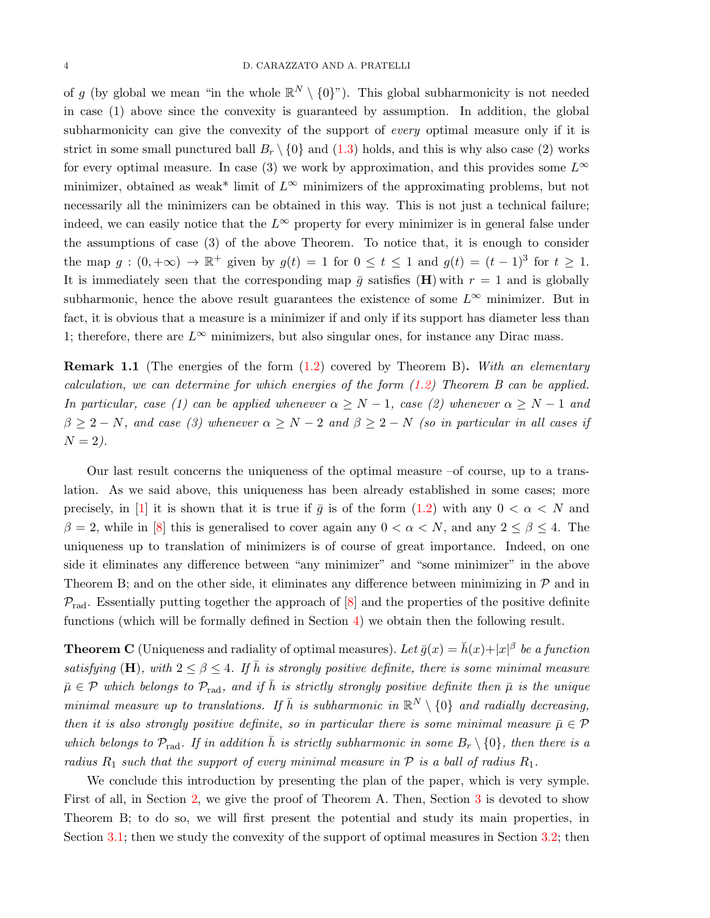of $g$ (by global we mean "in the whole $\mathbb{R}^N \setminus \{0\}$"). This global subharmonicity is not needed in case (1) above since the convexity is guaranteed by assumption. In addition, the global subharmonicity can give the convexity of the support of *every* optimal measure only if it is strict in some small punctured ball $B_r \setminus \{0\}$ and (1.3) holds, and this is why also case (2) works for every optimal measure. In case (3) we work by approximation, and this provides some $L^\infty$ minimizer, obtained as weak* limit of $L^\infty$ minimizers of the approximating problems, but not necessarily all the minimizers can be obtained in this way. This is not just a technical failure; indeed, we can easily notice that the $L^\infty$ property for every minimizer is in general false under the assumptions of case (3) of the above Theorem. To notice that, it is enough to consider the map $g : (0, +\infty) \to \mathbb{R}^+$ given by $g(t) = 1$ for $0 \leq t \leq 1$ and $g(t) = (t-1)^3$ for $t \geq 1$. It is immediately seen that the corresponding map $\bar{g}$ satisfies $(\mathbf{H})$ with $r = 1$ and is globally subharmonic, hence the above result guarantees the existence of some $L^\infty$ minimizer. But in fact, it is obvious that a measure is a minimizer if and only if its support has diameter less than 1; therefore, there are $L^\infty$ minimizers, but also singular ones, for instance any Dirac mass.

**Remark 1.1** (The energies of the form (1.2) covered by Theorem B)**.** *With an elementary calculation, we can determine for which energies of the form (1.2) Theorem B can be applied. In particular, case (1) can be applied whenever $\alpha \geq N-1$, case (2) whenever $\alpha \geq N-1$ and $\beta \geq 2-N$, and case (3) whenever $\alpha \geq N-2$ and $\beta \geq 2-N$ (so in particular in all cases if $N = 2$).*

Our last result concerns the uniqueness of the optimal measure –of course, up to a translation. As we said above, this uniqueness has been already established in some cases; more precisely, in [1] it is shown that it is true if $\bar{g}$ is of the form (1.2) with any $0 < \alpha < N$ and $\beta = 2$, while in [8] this is generalised to cover again any $0 < \alpha < N$, and any $2 \leq \beta \leq 4$. The uniqueness up to translation of minimizers is of course of great importance. Indeed, on one side it eliminates any difference between "any minimizer" and "some minimizer" in the above Theorem B; and on the other side, it eliminates any difference between minimizing in $\mathcal{P}$ and in $\mathcal{P}_{\rm rad}$. Essentially putting together the approach of [8] and the properties of the positive definite functions (which will be formally defined in Section 4) we obtain then the following result.

**Theorem C** (Uniqueness and radiality of optimal measures)**.** *Let $\bar{g}(x) = \bar{h}(x) + |x|^\beta$ be a function satisfying $(\mathbf{H})$, with $2 \leq \beta \leq 4$. If $\bar{h}$ is strongly positive definite, there is some minimal measure $\bar{\mu} \in \mathcal{P}$ which belongs to $\mathcal{P}_{\rm rad}$, and if $\bar{h}$ is strictly strongly positive definite then $\bar{\mu}$ is the unique minimal measure up to translations. If $\bar{h}$ is subharmonic in $\mathbb{R}^N \setminus \{0\}$ and radially decreasing, then it is also strongly positive definite, so in particular there is some minimal measure $\bar{\mu} \in \mathcal{P}$ which belongs to $\mathcal{P}_{\rm rad}$. If in addition $\bar{h}$ is strictly subharmonic in some $B_r \setminus \{0\}$, then there is a radius $R_1$ such that the support of every minimal measure in $\mathcal{P}$ is a ball of radius $R_1$.*

We conclude this introduction by presenting the plan of the paper, which is very symple. First of all, in Section 2, we give the proof of Theorem A. Then, Section 3 is devoted to show Theorem B; to do so, we will first present the potential and study its main properties, in Section 3.1; then we study the convexity of the support of optimal measures in Section 3.2; then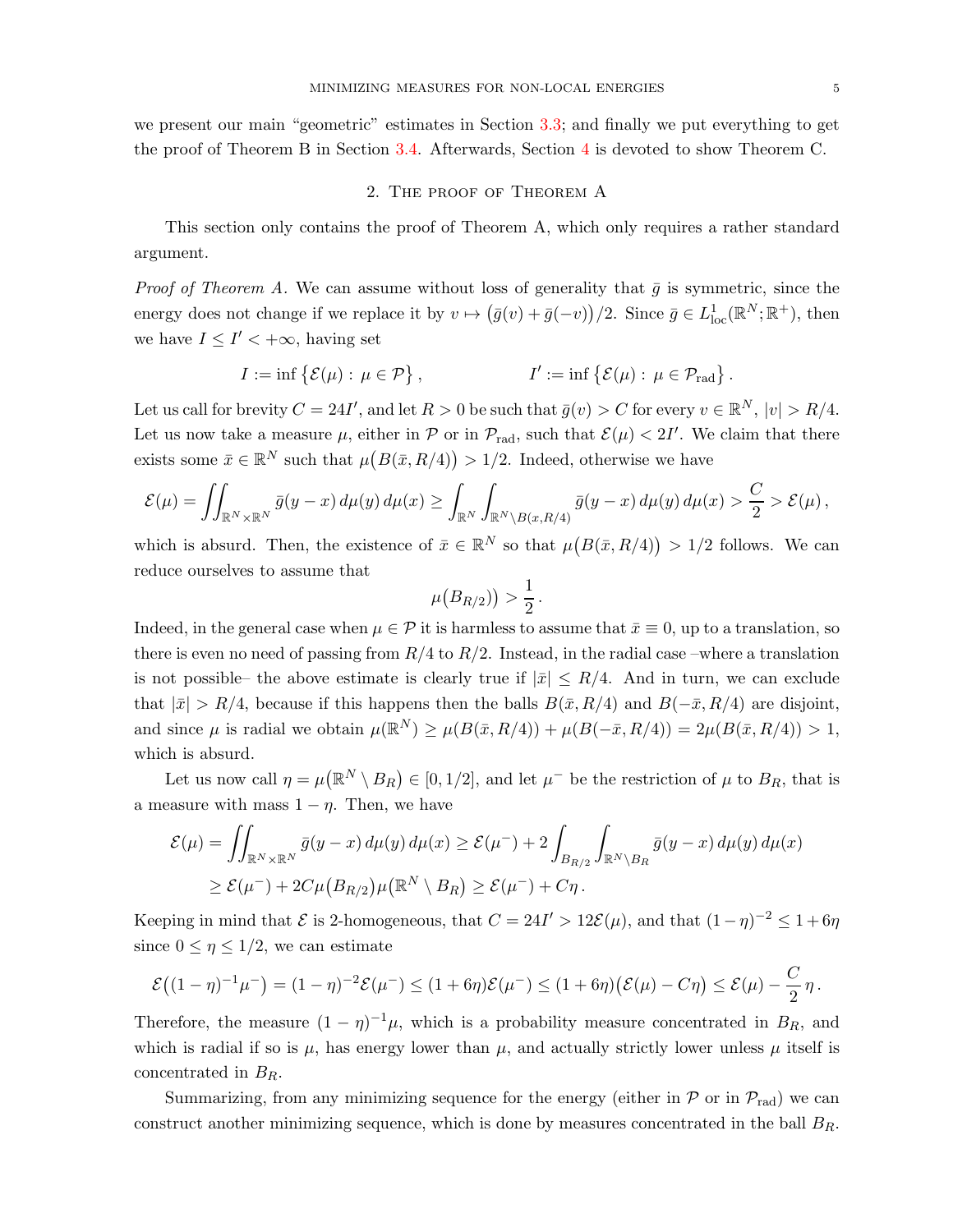we present our main "geometric" estimates in Section 3.3; and finally we put everything to get the proof of Theorem B in Section 3.4. Afterwards, Section 4 is devoted to show Theorem C.

## 2. The proof of Theorem A

This section only contains the proof of Theorem A, which only requires a rather standard argument.

*Proof of Theorem A.* We can assume without loss of generality that $\bar g$ is symmetric, since the energy does not change if we replace it by $v \mapsto \big(\bar g(v) + \bar g(-v)\big)/2$. Since $\bar g \in L^1_{\rm loc}(\mathbb{R}^N;\mathbb{R}^+)$, then we have $I \le I' < +\infty$, having set

$$
I := \inf\big\{\mathcal{E}(\mu) :\, \mu \in \mathcal{P}\big\}\,, \qquad\qquad I' := \inf\big\{\mathcal{E}(\mu) :\, \mu \in \mathcal{P}_{\rm rad}\big\}\,.
$$

Let us call for brevity $C = 24I'$, and let $R>0$ be such that $\bar g(v) > C$ for every $v \in \mathbb{R}^N$, $|v| > R/4$. Let us now take a measure $\mu$, either in $\mathcal{P}$ or in $\mathcal{P}_{\rm rad}$, such that $\mathcal{E}(\mu) < 2I'$. We claim that there exists some $\bar x \in \mathbb{R}^N$ such that $\mu\big(B(\bar x, R/4)\big) > 1/2$. Indeed, otherwise we have

$$
\mathcal{E}(\mu) = \iint_{\mathbb{R}^N\times\mathbb{R}^N} \bar g(y-x)\, d\mu(y)\, d\mu(x) \ge \int_{\mathbb{R}^N}\int_{\mathbb{R}^N\setminus B(x,R/4)} \bar g(y-x)\, d\mu(y)\, d\mu(x) > \frac{C}{2} > \mathcal{E}(\mu)\,,
$$

which is absurd. Then, the existence of $\bar x \in \mathbb{R}^N$ so that $\mu\big(B(\bar x, R/4)\big) > 1/2$ follows. We can reduce ourselves to assume that

$$
\mu\big(B_{R/2})\big) > \frac{1}{2}\,.
$$

Indeed, in the general case when $\mu \in \mathcal{P}$ it is harmless to assume that $\bar x \equiv 0$, up to a translation, so there is even no need of passing from $R/4$ to $R/2$. Instead, in the radial case –where a translation is not possible– the above estimate is clearly true if $|\bar x| \le R/4$. And in turn, we can exclude that $|\bar x| > R/4$, because if this happens then the balls $B(\bar x, R/4)$ and $B(-\bar x, R/4)$ are disjoint, and since $\mu$ is radial we obtain $\mu(\mathbb{R}^N) \ge \mu(B(\bar x, R/4)) + \mu(B(-\bar x, R/4)) = 2\mu(B(\bar x, R/4)) > 1$, which is absurd.

Let us now call $\eta = \mu\big(\mathbb{R}^N \setminus B_R\big) \in [0, 1/2]$, and let $\mu^-$ be the restriction of $\mu$ to $B_R$, that is a measure with mass $1-\eta$. Then, we have

$$
\begin{aligned}
\mathcal{E}(\mu) &= \iint_{\mathbb{R}^N\times\mathbb{R}^N} \bar g(y-x)\, d\mu(y)\, d\mu(x) \ge \mathcal{E}(\mu^-) + 2\int_{B_{R/2}}\int_{\mathbb{R}^N\setminus B_R} \bar g(y-x)\, d\mu(y)\, d\mu(x)\\
&\ge \mathcal{E}(\mu^-) + 2C\mu\big(B_{R/2}\big)\mu\big(\mathbb{R}^N\setminus B_R\big) \ge \mathcal{E}(\mu^-) + C\eta\,.
\end{aligned}
$$

Keeping in mind that $\mathcal{E}$ is 2-homogeneous, that $C = 24I' > 12\mathcal{E}(\mu)$, and that $(1-\eta)^{-2} \le 1+6\eta$ since $0 \le \eta \le 1/2$, we can estimate

$$
\mathcal{E}\big((1-\eta)^{-1}\mu^-\big) = (1-\eta)^{-2}\mathcal{E}(\mu^-) \le (1+6\eta)\mathcal{E}(\mu^-) \le (1+6\eta)\big(\mathcal{E}(\mu) - C\eta\big) \le \mathcal{E}(\mu) - \frac{C}{2}\,\eta\,.
$$

Therefore, the measure $(1-\eta)^{-1}\mu$, which is a probability measure concentrated in $B_R$, and which is radial if so is $\mu$, has energy lower than $\mu$, and actually strictly lower unless $\mu$ itself is concentrated in $B_R$.

Summarizing, from any minimizing sequence for the energy (either in $\mathcal{P}$ or in $\mathcal{P}_{\rm rad}$) we can construct another minimizing sequence, which is done by measures concentrated in the ball $B_R$.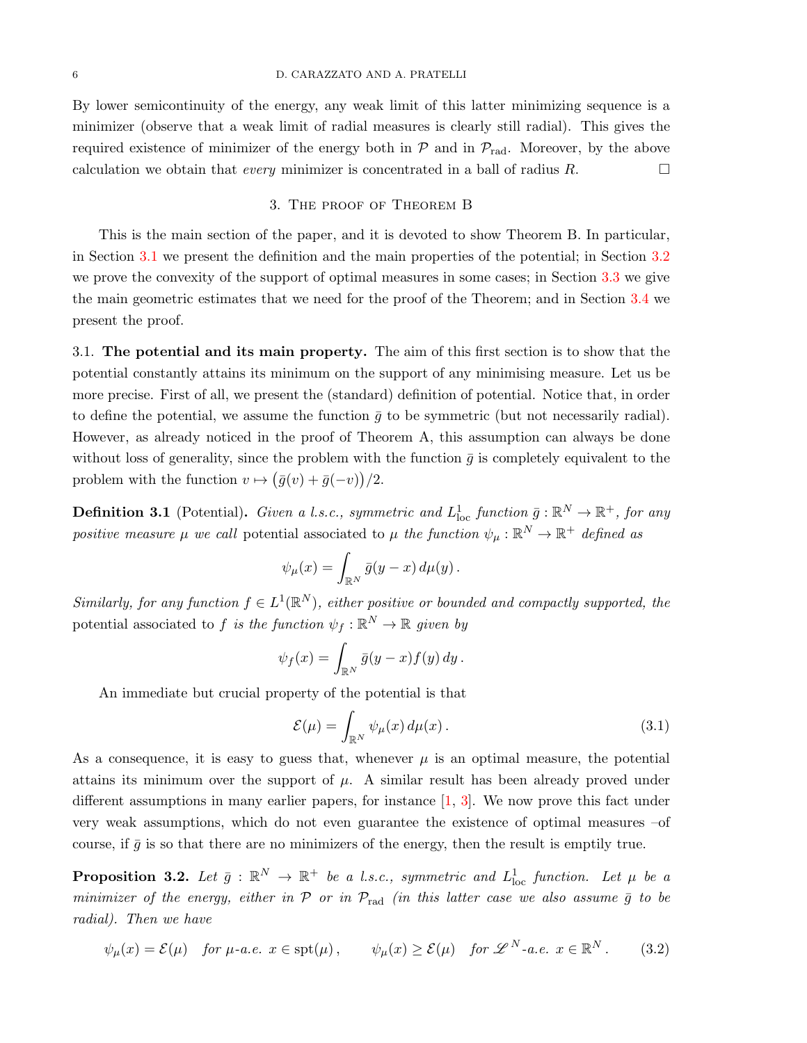By lower semicontinuity of the energy, any weak limit of this latter minimizing sequence is a minimizer (observe that a weak limit of radial measures is clearly still radial). This gives the required existence of minimizer of the energy both in $\mathcal{P}$ and in $\mathcal{P}_{\rm rad}$. Moreover, by the above calculation we obtain that *every* minimizer is concentrated in a ball of radius $R$. $\square$

## 3. The proof of Theorem B

This is the main section of the paper, and it is devoted to show Theorem B. In particular, in Section 3.1 we present the definition and the main properties of the potential; in Section 3.2 we prove the convexity of the support of optimal measures in some cases; in Section 3.3 we give the main geometric estimates that we need for the proof of the Theorem; and in Section 3.4 we present the proof.

### 3.1. The potential and its main property.

The aim of this first section is to show that the potential constantly attains its minimum on the support of any minimising measure. Let us be more precise. First of all, we present the (standard) definition of potential. Notice that, in order to define the potential, we assume the function $\bar g$ to be symmetric (but not necessarily radial). However, as already noticed in the proof of Theorem A, this assumption can always be done without loss of generality, since the problem with the function $\bar g$ is completely equivalent to the problem with the function $v \mapsto \big(\bar g(v) + \bar g(-v)\big)/2$.

**Definition 3.1** (Potential)**.** *Given a l.s.c., symmetric and $L^1_{\rm loc}$ function $\bar g : \mathbb{R}^N \to \mathbb{R}^+$, for any positive measure $\mu$ we call* potential associated to $\mu$ *the function $\psi_\mu : \mathbb{R}^N \to \mathbb{R}^+$ defined as*

$$\psi_\mu(x) = \int_{\mathbb{R}^N} \bar g(y-x)\, d\mu(y)\,.$$

*Similarly, for any function $f \in L^1(\mathbb{R}^N)$, either positive or bounded and compactly supported, the* potential associated to $f$ *is the function $\psi_f : \mathbb{R}^N \to \mathbb{R}$ given by*

$$\psi_f(x) = \int_{\mathbb{R}^N} \bar g(y-x) f(y)\, dy\,.$$

An immediate but crucial property of the potential is that

$$\mathcal{E}(\mu) = \int_{\mathbb{R}^N} \psi_\mu(x)\, d\mu(x)\,. \tag{3.1}$$

As a consequence, it is easy to guess that, whenever $\mu$ is an optimal measure, the potential attains its minimum over the support of $\mu$. A similar result has been already proved under different assumptions in many earlier papers, for instance [1, 3]. We now prove this fact under very weak assumptions, which do not even guarantee the existence of optimal measures –of course, if $\bar g$ is so that there are no minimizers of the energy, then the result is emptily true.

**Proposition 3.2.** *Let $\bar g : \mathbb{R}^N \to \mathbb{R}^+$ be a l.s.c., symmetric and $L^1_{\rm loc}$ function. Let $\mu$ be a minimizer of the energy, either in $\mathcal{P}$ or in $\mathcal{P}_{\rm rad}$ (in this latter case we also assume $\bar g$ to be radial). Then we have*

$$\psi_\mu(x) = \mathcal{E}(\mu) \quad \text{for } \mu\text{-a.e. } x \in \operatorname{spt}(\mu)\,, \qquad \psi_\mu(x) \geq \mathcal{E}(\mu) \quad \text{for } \mathscr{L}^N\text{-a.e. } x \in \mathbb{R}^N\,. \tag{3.2}$$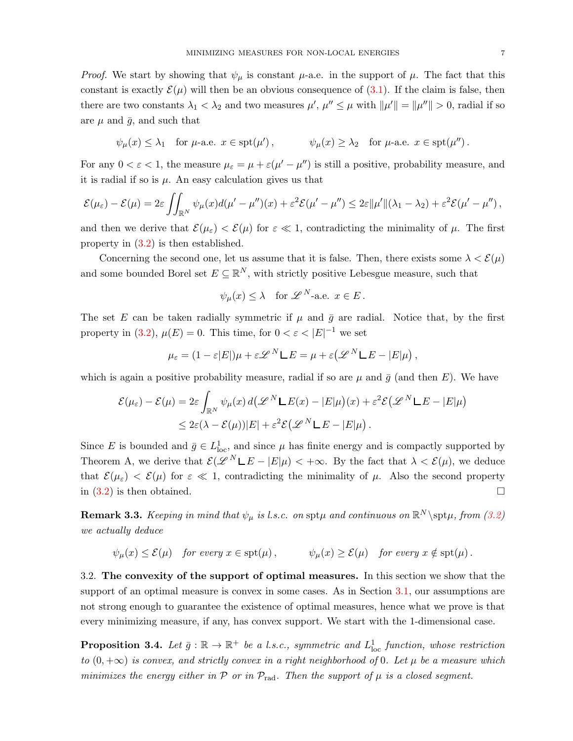*Proof.* We start by showing that $\psi_\mu$ is constant $\mu$-a.e. in the support of $\mu$. The fact that this constant is exactly $\mathcal{E}(\mu)$ will then be an obvious consequence of (3.1). If the claim is false, then there are two constants $\lambda_1 < \lambda_2$ and two measures $\mu'$, $\mu'' \le \mu$ with $\|\mu'\| = \|\mu''\| > 0$, radial if so are $\mu$ and $\bar{g}$, and such that

$$\psi_\mu(x) \le \lambda_1 \quad \text{for } \mu\text{-a.e. } x \in \operatorname{spt}(\mu'), \qquad\qquad \psi_\mu(x) \ge \lambda_2 \quad \text{for } \mu\text{-a.e. } x \in \operatorname{spt}(\mu'').$$

For any $0 < \varepsilon < 1$, the measure $\mu_\varepsilon = \mu + \varepsilon(\mu' - \mu'')$ is still a positive, probability measure, and it is radial if so is $\mu$. An easy calculation gives us that

$$\mathcal{E}(\mu_\varepsilon) - \mathcal{E}(\mu) = 2\varepsilon \iint_{\mathbb{R}^N} \psi_\mu(x) d(\mu' - \mu'')(x) + \varepsilon^2 \mathcal{E}(\mu' - \mu'') \le 2\varepsilon \|\mu'\|(\lambda_1 - \lambda_2) + \varepsilon^2 \mathcal{E}(\mu' - \mu''),$$

and then we derive that $\mathcal{E}(\mu_\varepsilon) < \mathcal{E}(\mu)$ for $\varepsilon \ll 1$, contradicting the minimality of $\mu$. The first property in (3.2) is then established.

Concerning the second one, let us assume that it is false. Then, there exists some $\lambda < \mathcal{E}(\mu)$ and some bounded Borel set $E \subseteq \mathbb{R}^N$, with strictly positive Lebesgue measure, such that

$$\psi_\mu(x) \le \lambda \quad \text{for } \mathscr{L}^N\text{-a.e. } x \in E.$$

The set $E$ can be taken radially symmetric if $\mu$ and $\bar{g}$ are radial. Notice that, by the first property in (3.2), $\mu(E) = 0$. This time, for $0 < \varepsilon < |E|^{-1}$ we set

$$\mu_\varepsilon = (1 - \varepsilon|E|)\mu + \varepsilon \mathscr{L}^N \llcorner E = \mu + \varepsilon\big(\mathscr{L}^N \llcorner E - |E|\mu\big),$$

which is again a positive probability measure, radial if so are $\mu$ and $\bar{g}$ (and then $E$). We have

$$\begin{aligned}
\mathcal{E}(\mu_\varepsilon) - \mathcal{E}(\mu) &= 2\varepsilon \int_{\mathbb{R}^N} \psi_\mu(x)\, d\big(\mathscr{L}^N \llcorner E(x) - |E|\mu\big)(x) + \varepsilon^2 \mathcal{E}\big(\mathscr{L}^N \llcorner E - |E|\mu\big) \\
&\le 2\varepsilon(\lambda - \mathcal{E}(\mu))|E| + \varepsilon^2 \mathcal{E}\big(\mathscr{L}^N \llcorner E - |E|\mu\big).
\end{aligned}$$

Since $E$ is bounded and $\bar{g} \in L^1_{\rm loc}$, and since $\mu$ has finite energy and is compactly supported by Theorem A, we derive that $\mathcal{E}(\mathscr{L}^N \llcorner E - |E|\mu) < +\infty$. By the fact that $\lambda < \mathcal{E}(\mu)$, we deduce that $\mathcal{E}(\mu_\varepsilon) < \mathcal{E}(\mu)$ for $\varepsilon \ll 1$, contradicting the minimality of $\mu$. Also the second property in (3.2) is then obtained. $\square$

**Remark 3.3.** *Keeping in mind that $\psi_\mu$ is l.s.c. on $\operatorname{spt}\mu$ and continuous on $\mathbb{R}^N \setminus \operatorname{spt}\mu$, from (3.2) we actually deduce*

$$\psi_\mu(x) \le \mathcal{E}(\mu) \quad \text{for every } x \in \operatorname{spt}(\mu), \qquad\qquad \psi_\mu(x) \ge \mathcal{E}(\mu) \quad \text{for every } x \notin \operatorname{spt}(\mu).$$

3.2. **The convexity of the support of optimal measures.** In this section we show that the support of an optimal measure is convex in some cases. As in Section 3.1, our assumptions are not strong enough to guarantee the existence of optimal measures, hence what we prove is that every minimizing measure, if any, has convex support. We start with the 1-dimensional case.

**Proposition 3.4.** *Let $\bar{g} : \mathbb{R} \to \mathbb{R}^+$ be a l.s.c., symmetric and $L^1_{\rm loc}$ function, whose restriction to $(0, +\infty)$ is convex, and strictly convex in a right neighborhood of $0$. Let $\mu$ be a measure which minimizes the energy either in $\mathcal{P}$ or in $\mathcal{P}_{\rm rad}$. Then the support of $\mu$ is a closed segment.*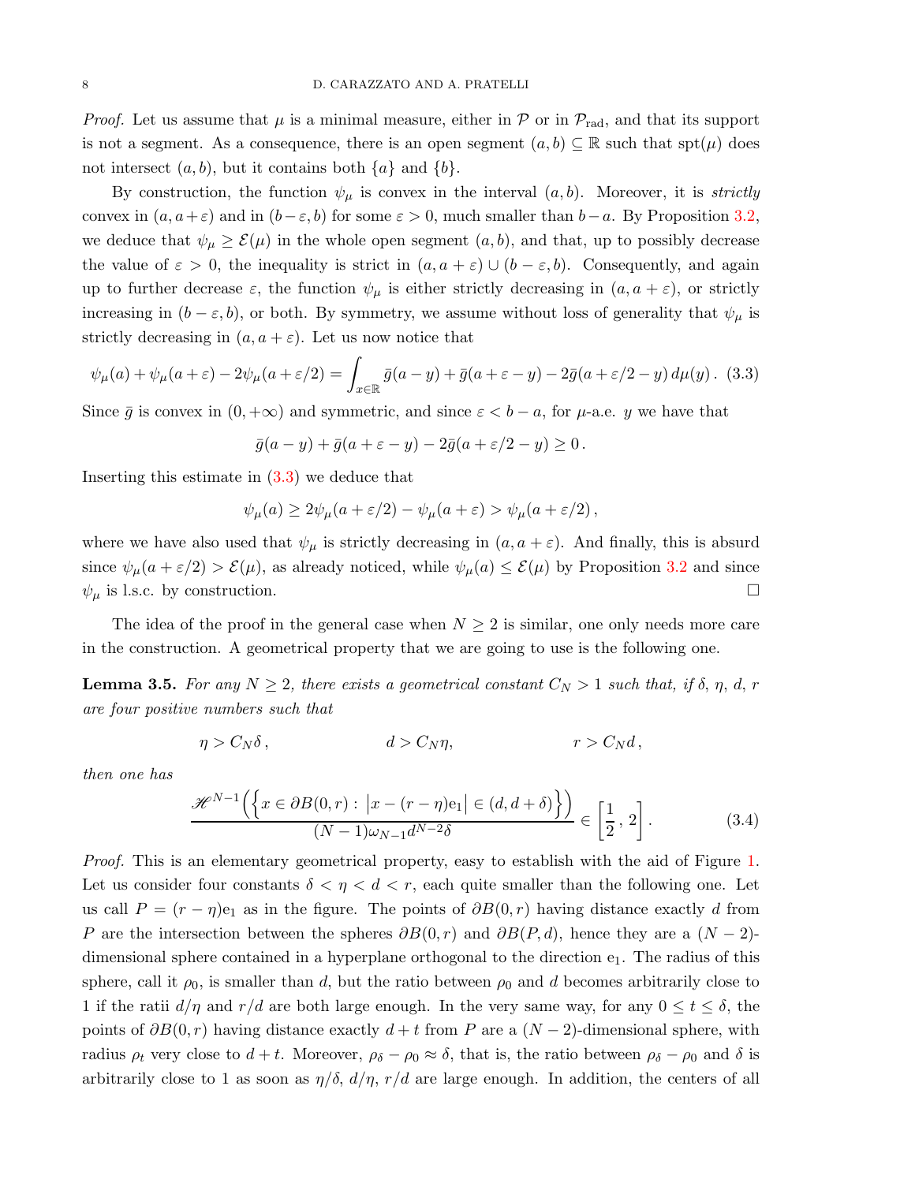*Proof.* Let us assume that $\mu$ is a minimal measure, either in $\mathcal{P}$ or in $\mathcal{P}_{\rm rad}$, and that its support is not a segment. As a consequence, there is an open segment $(a,b) \subseteq \mathbb{R}$ such that ${\rm spt}(\mu)$ does not intersect $(a,b)$, but it contains both $\{a\}$ and $\{b\}$.

By construction, the function $\psi_\mu$ is convex in the interval $(a,b)$. Moreover, it is *strictly* convex in $(a, a+\varepsilon)$ and in $(b-\varepsilon, b)$ for some $\varepsilon > 0$, much smaller than $b-a$. By Proposition 3.2, we deduce that $\psi_\mu \geq \mathcal{E}(\mu)$ in the whole open segment $(a,b)$, and that, up to possibly decrease the value of $\varepsilon > 0$, the inequality is strict in $(a, a+\varepsilon) \cup (b-\varepsilon, b)$. Consequently, and again up to further decrease $\varepsilon$, the function $\psi_\mu$ is either strictly decreasing in $(a, a+\varepsilon)$, or strictly increasing in $(b-\varepsilon, b)$, or both. By symmetry, we assume without loss of generality that $\psi_\mu$ is strictly decreasing in $(a, a+\varepsilon)$. Let us now notice that

$$\psi_\mu(a) + \psi_\mu(a+\varepsilon) - 2\psi_\mu(a+\varepsilon/2) = \int_{x\in\mathbb{R}} \bar{g}(a-y) + \bar{g}(a+\varepsilon-y) - 2\bar{g}(a+\varepsilon/2-y)\,d\mu(y)\,. \tag{3.3}$$

Since $\bar{g}$ is convex in $(0,+\infty)$ and symmetric, and since $\varepsilon < b-a$, for $\mu$-a.e. $y$ we have that

$$\bar{g}(a-y) + \bar{g}(a+\varepsilon-y) - 2\bar{g}(a+\varepsilon/2-y) \geq 0\,.$$

Inserting this estimate in (3.3) we deduce that

$$\psi_\mu(a) \geq 2\psi_\mu(a+\varepsilon/2) - \psi_\mu(a+\varepsilon) > \psi_\mu(a+\varepsilon/2)\,,$$

where we have also used that $\psi_\mu$ is strictly decreasing in $(a, a+\varepsilon)$. And finally, this is absurd since $\psi_\mu(a+\varepsilon/2) > \mathcal{E}(\mu)$, as already noticed, while $\psi_\mu(a) \leq \mathcal{E}(\mu)$ by Proposition 3.2 and since $\psi_\mu$ is l.s.c. by construction. $\square$

The idea of the proof in the general case when $N \geq 2$ is similar, one only needs more care in the construction. A geometrical property that we are going to use is the following one.

**Lemma 3.5.** *For any $N \geq 2$, there exists a geometrical constant $C_N > 1$ such that, if $\delta$, $\eta$, $d$, $r$ are four positive numbers such that*

$$\eta > C_N \delta\,, \qquad\qquad d > C_N \eta, \qquad\qquad r > C_N d\,,$$

*then one has*

$$\frac{\mathscr{H}^{N-1}\Big(\Big\{x \in \partial B(0,r) :\, \big|x - (r-\eta){\rm e}_1\big| \in (d, d+\delta)\Big\}\Big)}{(N-1)\omega_{N-1} d^{N-2}\delta} \in \left[\frac{1}{2}\,,\,2\right]. \tag{3.4}$$

*Proof.* This is an elementary geometrical property, easy to establish with the aid of Figure 1. Let us consider four constants $\delta < \eta < d < r$, each quite smaller than the following one. Let us call $P = (r-\eta){\rm e}_1$ as in the figure. The points of $\partial B(0,r)$ having distance exactly $d$ from $P$ are the intersection between the spheres $\partial B(0,r)$ and $\partial B(P,d)$, hence they are a $(N-2)$-dimensional sphere contained in a hyperplane orthogonal to the direction ${\rm e}_1$. The radius of this sphere, call it $\rho_0$, is smaller than $d$, but the ratio between $\rho_0$ and $d$ becomes arbitrarily close to 1 if the ratii $d/\eta$ and $r/d$ are both large enough. In the very same way, for any $0 \leq t \leq \delta$, the points of $\partial B(0,r)$ having distance exactly $d+t$ from $P$ are a $(N-2)$-dimensional sphere, with radius $\rho_t$ very close to $d+t$. Moreover, $\rho_\delta - \rho_0 \approx \delta$, that is, the ratio between $\rho_\delta - \rho_0$ and $\delta$ is arbitrarily close to 1 as soon as $\eta/\delta$, $d/\eta$, $r/d$ are large enough. In addition, the centers of all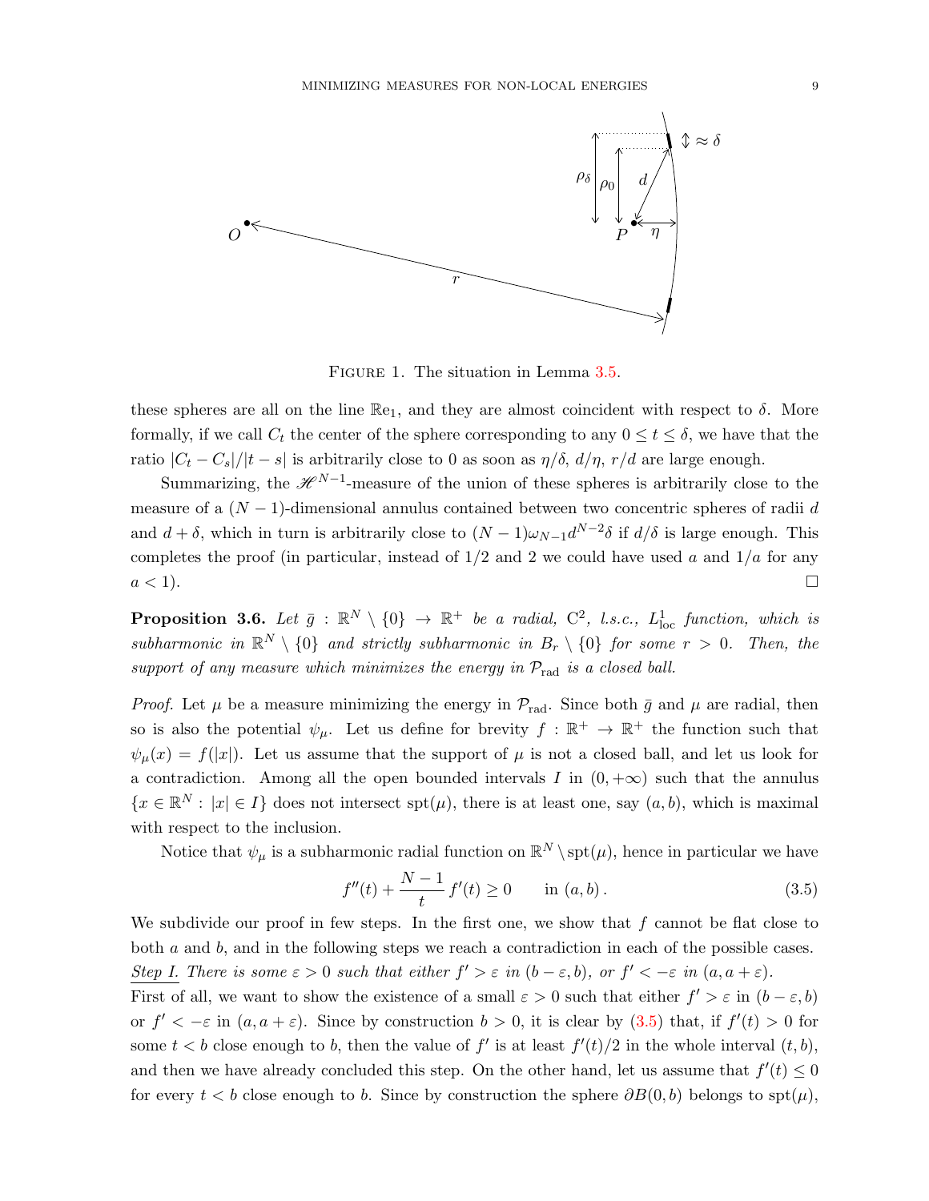FIGURE 1. The situation in Lemma 3.5.

these spheres are all on the line $\mathbb{R}e_1$, and they are almost coincident with respect to $\delta$. More formally, if we call $C_t$ the center of the sphere corresponding to any $0 \le t \le \delta$, we have that the ratio $|C_t - C_s|/|t-s|$ is arbitrarily close to 0 as soon as $\eta/\delta$, $d/\eta$, $r/d$ are large enough.

Summarizing, the $\mathscr{H}^{N-1}$-measure of the union of these spheres is arbitrarily close to the measure of a $(N-1)$-dimensional annulus contained between two concentric spheres of radii $d$ and $d+\delta$, which in turn is arbitrarily close to $(N-1)\omega_{N-1}d^{N-2}\delta$ if $d/\delta$ is large enough. This completes the proof (in particular, instead of $1/2$ and 2 we could have used $a$ and $1/a$ for any $a < 1$). □

**Proposition 3.6.** *Let $\bar{g} : \mathbb{R}^N \setminus \{0\} \to \mathbb{R}^+$ be a radial, $C^2$, l.s.c., $L^1_{\rm loc}$ function, which is subharmonic in $\mathbb{R}^N \setminus \{0\}$ and strictly subharmonic in $B_r \setminus \{0\}$ for some $r > 0$. Then, the support of any measure which minimizes the energy in $\mathcal{P}_{\rm rad}$ is a closed ball.*

*Proof.* Let $\mu$ be a measure minimizing the energy in $\mathcal{P}_{\rm rad}$. Since both $\bar{g}$ and $\mu$ are radial, then so is also the potential $\psi_\mu$. Let us define for brevity $f : \mathbb{R}^+ \to \mathbb{R}^+$ the function such that $\psi_\mu(x) = f(|x|)$. Let us assume that the support of $\mu$ is not a closed ball, and let us look for a contradiction. Among all the open bounded intervals $I$ in $(0, +\infty)$ such that the annulus $\{x \in \mathbb{R}^N : |x| \in I\}$ does not intersect ${\rm spt}(\mu)$, there is at least one, say $(a, b)$, which is maximal with respect to the inclusion.

Notice that $\psi_\mu$ is a subharmonic radial function on $\mathbb{R}^N \setminus {\rm spt}(\mu)$, hence in particular we have

$$f''(t) + \frac{N-1}{t}\, f'(t) \ge 0 \qquad \text{in } (a, b)\,. \tag{3.5}$$

We subdivide our proof in few steps. In the first one, we show that $f$ cannot be flat close to both $a$ and $b$, and in the following steps we reach a contradiction in each of the possible cases.

<u>Step I.</u> *There is some $\varepsilon > 0$ such that either $f' > \varepsilon$ in $(b-\varepsilon, b)$, or $f' < -\varepsilon$ in $(a, a+\varepsilon)$.*

First of all, we want to show the existence of a small $\varepsilon > 0$ such that either $f' > \varepsilon$ in $(b-\varepsilon, b)$ or $f' < -\varepsilon$ in $(a, a+\varepsilon)$. Since by construction $b > 0$, it is clear by (3.5) that, if $f'(t) > 0$ for some $t < b$ close enough to $b$, then the value of $f'$ is at least $f'(t)/2$ in the whole interval $(t, b)$, and then we have already concluded this step. On the other hand, let us assume that $f'(t) \le 0$ for every $t < b$ close enough to $b$. Since by construction the sphere $\partial B(0, b)$ belongs to ${\rm spt}(\mu)$,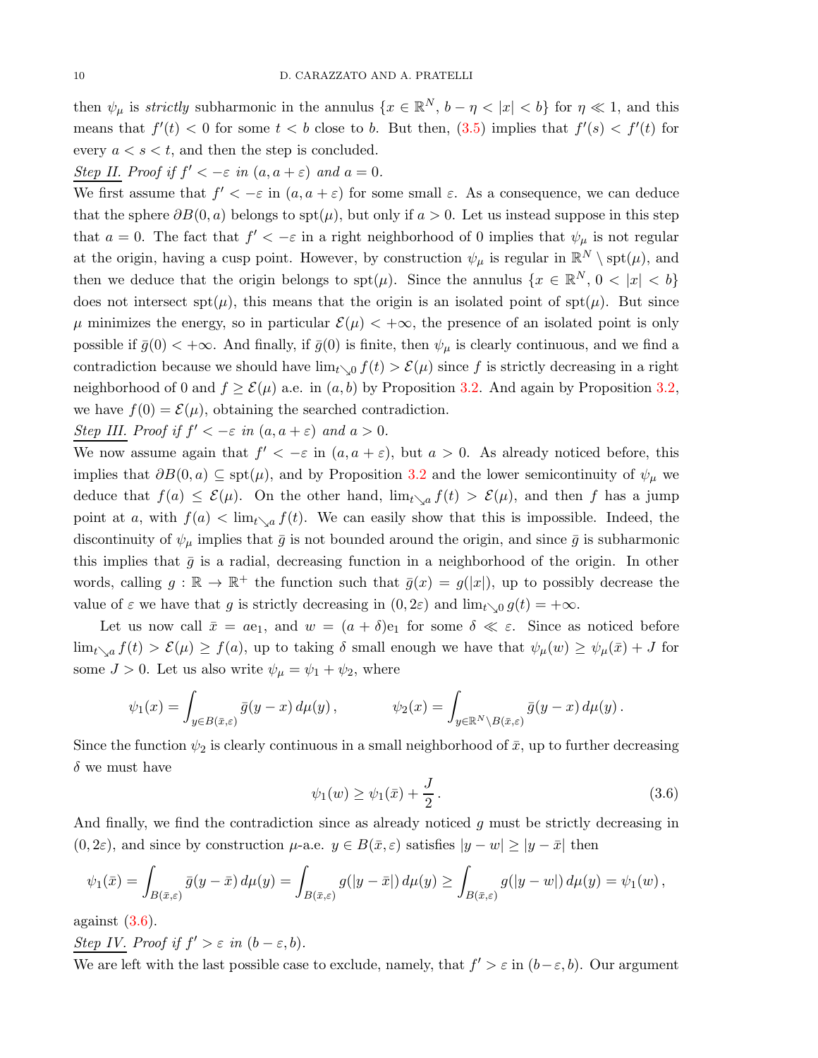then $\psi_\mu$ is *strictly* subharmonic in the annulus $\{x \in \mathbb{R}^N,\ b-\eta < |x| < b\}$ for $\eta \ll 1$, and this means that $f'(t) < 0$ for some $t < b$ close to $b$. But then, (3.5) implies that $f'(s) < f'(t)$ for every $a < s < t$, and then the step is concluded.

*Step II. Proof if $f' < -\varepsilon$ in $(a, a+\varepsilon)$ and $a = 0$.*

We first assume that $f' < -\varepsilon$ in $(a, a+\varepsilon)$ for some small $\varepsilon$. As a consequence, we can deduce that the sphere $\partial B(0,a)$ belongs to $\operatorname{spt}(\mu)$, but only if $a > 0$. Let us instead suppose in this step that $a = 0$. The fact that $f' < -\varepsilon$ in a right neighborhood of 0 implies that $\psi_\mu$ is not regular at the origin, having a cusp point. However, by construction $\psi_\mu$ is regular in $\mathbb{R}^N \setminus \operatorname{spt}(\mu)$, and then we deduce that the origin belongs to $\operatorname{spt}(\mu)$. Since the annulus $\{x \in \mathbb{R}^N,\ 0 < |x| < b\}$ does not intersect $\operatorname{spt}(\mu)$, this means that the origin is an isolated point of $\operatorname{spt}(\mu)$. But since $\mu$ minimizes the energy, so in particular $\mathcal{E}(\mu) < +\infty$, the presence of an isolated point is only possible if $\bar g(0) < +\infty$. And finally, if $\bar g(0)$ is finite, then $\psi_\mu$ is clearly continuous, and we find a contradiction because we should have $\lim_{t\searrow 0} f(t) > \mathcal{E}(\mu)$ since $f$ is strictly decreasing in a right neighborhood of 0 and $f \geq \mathcal{E}(\mu)$ a.e. in $(a,b)$ by Proposition 3.2. And again by Proposition 3.2, we have $f(0) = \mathcal{E}(\mu)$, obtaining the searched contradiction.

*Step III. Proof if $f' < -\varepsilon$ in $(a, a+\varepsilon)$ and $a > 0$.*

We now assume again that $f' < -\varepsilon$ in $(a, a+\varepsilon)$, but $a > 0$. As already noticed before, this implies that $\partial B(0,a) \subseteq \operatorname{spt}(\mu)$, and by Proposition 3.2 and the lower semicontinuity of $\psi_\mu$ we deduce that $f(a) \leq \mathcal{E}(\mu)$. On the other hand, $\lim_{t\searrow a} f(t) > \mathcal{E}(\mu)$, and then $f$ has a jump point at $a$, with $f(a) < \lim_{t\searrow a} f(t)$. We can easily show that this is impossible. Indeed, the discontinuity of $\psi_\mu$ implies that $\bar g$ is not bounded around the origin, and since $\bar g$ is subharmonic this implies that $\bar g$ is a radial, decreasing function in a neighborhood of the origin. In other words, calling $g : \mathbb{R} \to \mathbb{R}^+$ the function such that $\bar g(x) = g(|x|)$, up to possibly decrease the value of $\varepsilon$ we have that $g$ is strictly decreasing in $(0, 2\varepsilon)$ and $\lim_{t\searrow 0} g(t) = +\infty$.

Let us now call $\bar x = a\mathrm{e}_1$, and $w = (a+\delta)\mathrm{e}_1$ for some $\delta \ll \varepsilon$. Since as noticed before $\lim_{t\searrow a} f(t) > \mathcal{E}(\mu) \geq f(a)$, up to taking $\delta$ small enough we have that $\psi_\mu(w) \geq \psi_\mu(\bar x) + J$ for some $J > 0$. Let us also write $\psi_\mu = \psi_1 + \psi_2$, where

$$
\psi_1(x) = \int_{y \in B(\bar x, \varepsilon)} \bar g(y - x)\, d\mu(y)\,, \qquad\qquad \psi_2(x) = \int_{y \in \mathbb{R}^N \setminus B(\bar x, \varepsilon)} \bar g(y - x)\, d\mu(y)\,.
$$

Since the function $\psi_2$ is clearly continuous in a small neighborhood of $\bar x$, up to further decreasing $\delta$ we must have

$$
\psi_1(w) \geq \psi_1(\bar x) + \frac{J}{2}\,. \tag{3.6}
$$

And finally, we find the contradiction since as already noticed $g$ must be strictly decreasing in $(0, 2\varepsilon)$, and since by construction $\mu$-a.e. $y \in B(\bar x, \varepsilon)$ satisfies $|y - w| \geq |y - \bar x|$ then

$$
\psi_1(\bar x) = \int_{B(\bar x, \varepsilon)} \bar g(y - \bar x)\, d\mu(y) = \int_{B(\bar x, \varepsilon)} g(|y - \bar x|)\, d\mu(y) \geq \int_{B(\bar x, \varepsilon)} g(|y - w|)\, d\mu(y) = \psi_1(w)\,,
$$

against (3.6).

*Step IV. Proof if $f' > \varepsilon$ in $(b - \varepsilon, b)$.*

We are left with the last possible case to exclude, namely, that $f' > \varepsilon$ in $(b-\varepsilon, b)$. Our argument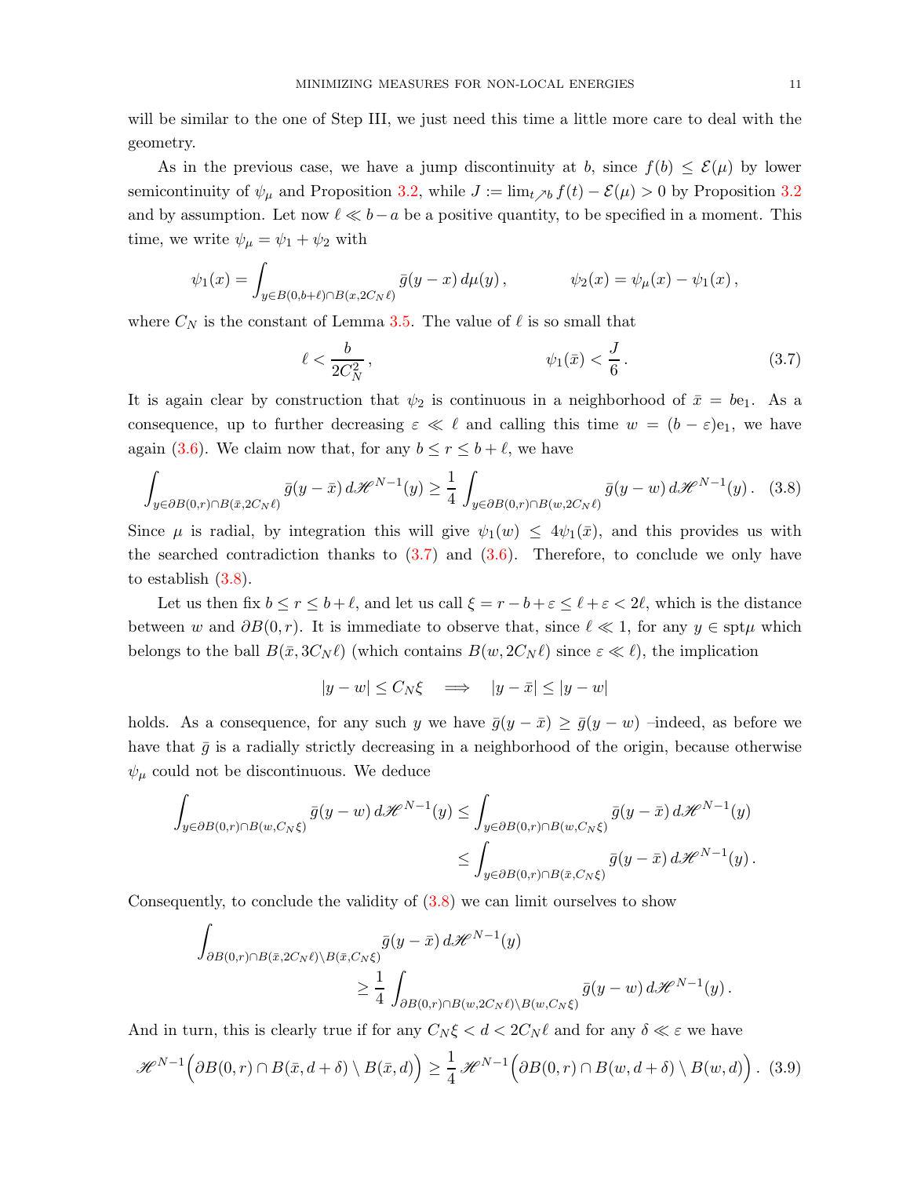will be similar to the one of Step III, we just need this time a little more care to deal with the geometry.

As in the previous case, we have a jump discontinuity at $b$, since $f(b) \leq \mathcal{E}(\mu)$ by lower semicontinuity of $\psi_\mu$ and Proposition 3.2, while $J := \lim_{t\nearrow b} f(t) - \mathcal{E}(\mu) > 0$ by Proposition 3.2 and by assumption. Let now $\ell \ll b-a$ be a positive quantity, to be specified in a moment. This time, we write $\psi_\mu = \psi_1 + \psi_2$ with

$$\psi_1(x) = \int_{y\in B(0,b+\ell)\cap B(x,2C_N\ell)} \bar g(y-x)\,d\mu(y)\,, \qquad\qquad \psi_2(x) = \psi_\mu(x) - \psi_1(x)\,,$$

where $C_N$ is the constant of Lemma 3.5. The value of $\ell$ is so small that

$$\ell < \frac{b}{2C_N^2}\,, \qquad\qquad\qquad \psi_1(\bar x) < \frac{J}{6}\,. \tag{3.7}$$

It is again clear by construction that $\psi_2$ is continuous in a neighborhood of $\bar x = b\mathrm{e}_1$. As a consequence, up to further decreasing $\varepsilon \ll \ell$ and calling this time $w = (b-\varepsilon)\mathrm{e}_1$, we have again (3.6). We claim now that, for any $b \leq r \leq b+\ell$, we have

$$\int_{y\in\partial B(0,r)\cap B(\bar x,2C_N\ell)} \bar g(y-\bar x)\,d\mathscr{H}^{N-1}(y) \geq \frac{1}{4}\int_{y\in\partial B(0,r)\cap B(w,2C_N\ell)} \bar g(y-w)\,d\mathscr{H}^{N-1}(y)\,. \tag{3.8}$$

Since $\mu$ is radial, by integration this will give $\psi_1(w) \leq 4\psi_1(\bar x)$, and this provides us with the searched contradiction thanks to (3.7) and (3.6). Therefore, to conclude we only have to establish (3.8).

Let us then fix $b \leq r \leq b+\ell$, and let us call $\xi = r-b+\varepsilon \leq \ell+\varepsilon < 2\ell$, which is the distance between $w$ and $\partial B(0,r)$. It is immediate to observe that, since $\ell \ll 1$, for any $y\in \mathrm{spt}\mu$ which belongs to the ball $B(\bar x, 3C_N\ell)$ (which contains $B(w,2C_N\ell)$ since $\varepsilon \ll \ell$), the implication

$$|y-w| \leq C_N\xi \quad\Longrightarrow\quad |y-\bar x| \leq |y-w|$$

holds. As a consequence, for any such $y$ we have $\bar g(y-\bar x) \geq \bar g(y-w)$ –indeed, as before we have that $\bar g$ is a radially strictly decreasing in a neighborhood of the origin, because otherwise $\psi_\mu$ could not be discontinuous. We deduce

$$\begin{aligned}\int_{y\in\partial B(0,r)\cap B(w,C_N\xi)} \bar g(y-w)\,d\mathscr{H}^{N-1}(y) &\leq \int_{y\in\partial B(0,r)\cap B(w,C_N\xi)} \bar g(y-\bar x)\,d\mathscr{H}^{N-1}(y)\\ &\leq \int_{y\in\partial B(0,r)\cap B(\bar x,C_N\xi)} \bar g(y-\bar x)\,d\mathscr{H}^{N-1}(y)\,.\end{aligned}$$

Consequently, to conclude the validity of (3.8) we can limit ourselves to show

$$\begin{aligned}\int_{\partial B(0,r)\cap B(\bar x,2C_N\ell)\setminus B(\bar x,C_N\xi)} &\bar g(y-\bar x)\,d\mathscr{H}^{N-1}(y)\\ &\geq \frac{1}{4}\int_{\partial B(0,r)\cap B(w,2C_N\ell)\setminus B(w,C_N\xi)} \bar g(y-w)\,d\mathscr{H}^{N-1}(y)\,.\end{aligned}$$

And in turn, this is clearly true if for any $C_N\xi < d < 2C_N\ell$ and for any $\delta \ll \varepsilon$ we have

$$\mathscr{H}^{N-1}\Big(\partial B(0,r)\cap B(\bar x,d+\delta)\setminus B(\bar x,d)\Big) \geq \frac{1}{4}\,\mathscr{H}^{N-1}\Big(\partial B(0,r)\cap B(w,d+\delta)\setminus B(w,d)\Big)\,. \tag{3.9}$$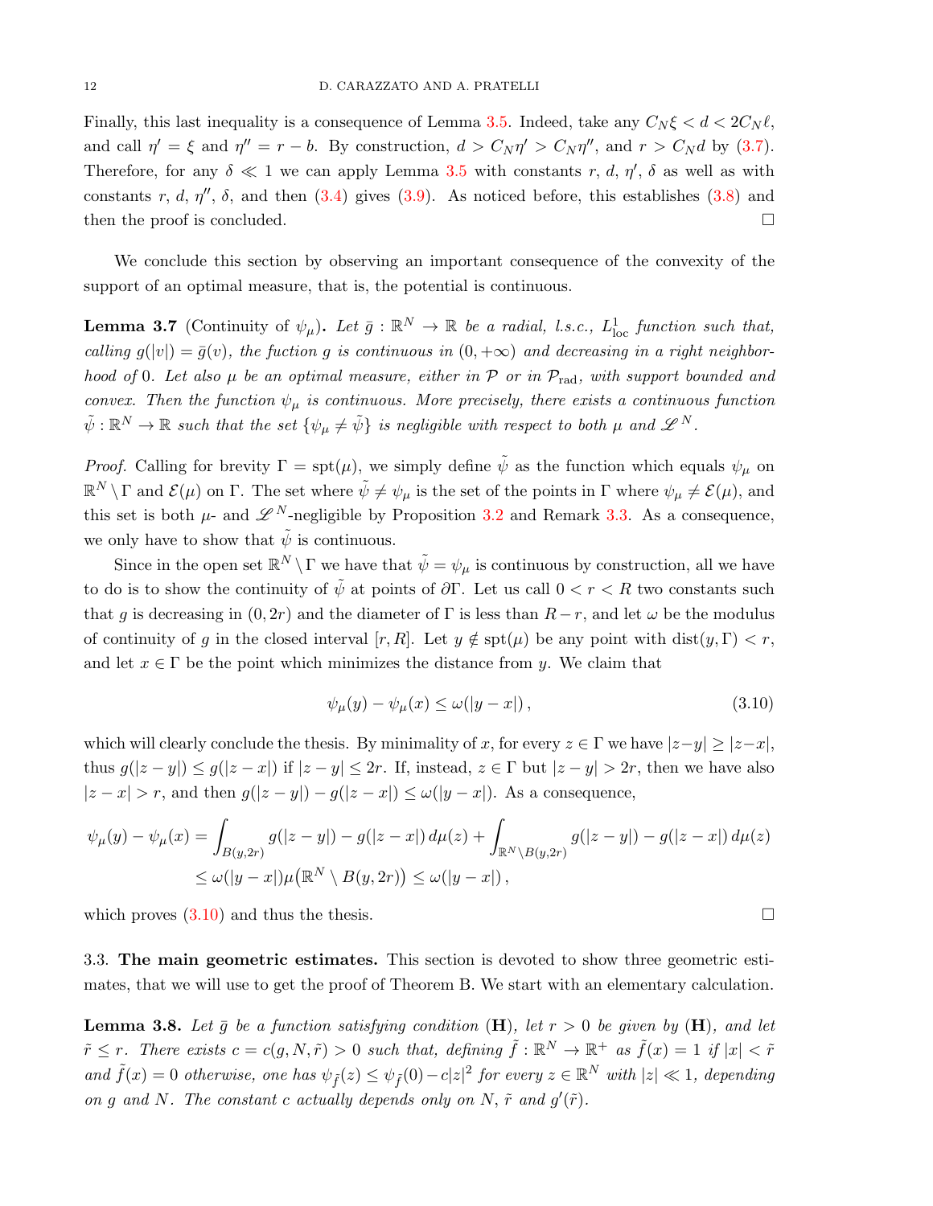Finally, this last inequality is a consequence of Lemma 3.5. Indeed, take any $C_N\xi < d < 2C_N\ell$, and call $\eta' = \xi$ and $\eta'' = r - b$. By construction, $d > C_N\eta' > C_N\eta''$, and $r > C_N d$ by (3.7). Therefore, for any $\delta \ll 1$ we can apply Lemma 3.5 with constants $r$, $d$, $\eta'$, $\delta$ as well as with constants $r$, $d$, $\eta''$, $\delta$, and then (3.4) gives (3.9). As noticed before, this establishes (3.8) and then the proof is concluded. $\square$

We conclude this section by observing an important consequence of the convexity of the support of an optimal measure, that is, the potential is continuous.

**Lemma 3.7** (Continuity of $\psi_\mu$)**.** *Let $\bar g : \mathbb{R}^N \to \mathbb{R}$ be a radial, l.s.c., $L^1_{\rm loc}$ function such that, calling $g(|v|) = \bar g(v)$, the fuction $g$ is continuous in $(0,+\infty)$ and decreasing in a right neighborhood of $0$. Let also $\mu$ be an optimal measure, either in $\mathcal{P}$ or in $\mathcal{P}_{\rm rad}$, with support bounded and convex. Then the function $\psi_\mu$ is continuous. More precisely, there exists a continuous function $\tilde\psi : \mathbb{R}^N \to \mathbb{R}$ such that the set $\{\psi_\mu \neq \tilde\psi\}$ is negligible with respect to both $\mu$ and $\mathscr{L}^N$.*

*Proof.* Calling for brevity $\Gamma = {\rm spt}(\mu)$, we simply define $\tilde\psi$ as the function which equals $\psi_\mu$ on $\mathbb{R}^N \setminus \Gamma$ and $\mathcal{E}(\mu)$ on $\Gamma$. The set where $\tilde\psi \neq \psi_\mu$ is the set of the points in $\Gamma$ where $\psi_\mu \neq \mathcal{E}(\mu)$, and this set is both $\mu$- and $\mathscr{L}^N$-negligible by Proposition 3.2 and Remark 3.3. As a consequence, we only have to show that $\tilde\psi$ is continuous.

Since in the open set $\mathbb{R}^N \setminus \Gamma$ we have that $\tilde\psi = \psi_\mu$ is continuous by construction, all we have to do is to show the continuity of $\tilde\psi$ at points of $\partial\Gamma$. Let us call $0 < r < R$ two constants such that $g$ is decreasing in $(0, 2r)$ and the diameter of $\Gamma$ is less than $R - r$, and let $\omega$ be the modulus of continuity of $g$ in the closed interval $[r, R]$. Let $y \notin {\rm spt}(\mu)$ be any point with ${\rm dist}(y, \Gamma) < r$, and let $x \in \Gamma$ be the point which minimizes the distance from $y$. We claim that

$$\psi_\mu(y) - \psi_\mu(x) \leq \omega(|y - x|)\,, \tag{3.10}$$

which will clearly conclude the thesis. By minimality of $x$, for every $z \in \Gamma$ we have $|z-y| \geq |z-x|$, thus $g(|z-y|) \leq g(|z-x|)$ if $|z-y| \leq 2r$. If, instead, $z \in \Gamma$ but $|z-y| > 2r$, then we have also $|z-x| > r$, and then $g(|z-y|) - g(|z-x|) \leq \omega(|y-x|)$. As a consequence,

$$\begin{aligned}
\psi_\mu(y) - \psi_\mu(x) &= \int_{B(y,2r)} g(|z-y|) - g(|z-x|)\, d\mu(z) + \int_{\mathbb{R}^N \setminus B(y,2r)} g(|z-y|) - g(|z-x|)\, d\mu(z) \\
&\leq \omega(|y-x|)\mu\big(\mathbb{R}^N \setminus B(y,2r)\big) \leq \omega(|y-x|)\,,
\end{aligned}$$

which proves (3.10) and thus the thesis. $\square$

3.3. **The main geometric estimates.** This section is devoted to show three geometric estimates, that we will use to get the proof of Theorem B. We start with an elementary calculation.

**Lemma 3.8.** *Let $\bar g$ be a function satisfying condition* **(H)***, let $r > 0$ be given by* **(H)***, and let $\tilde r \leq r$. There exists $c = c(g, N, \tilde r) > 0$ such that, defining $\tilde f : \mathbb{R}^N \to \mathbb{R}^+$ as $\tilde f(x) = 1$ if $|x| < \tilde r$ and $\tilde f(x) = 0$ otherwise, one has $\psi_{\tilde f}(z) \leq \psi_{\tilde f}(0) - c|z|^2$ for every $z \in \mathbb{R}^N$ with $|z| \ll 1$, depending on $g$ and $N$. The constant $c$ actually depends only on $N$, $\tilde r$ and $g'(\tilde r)$.*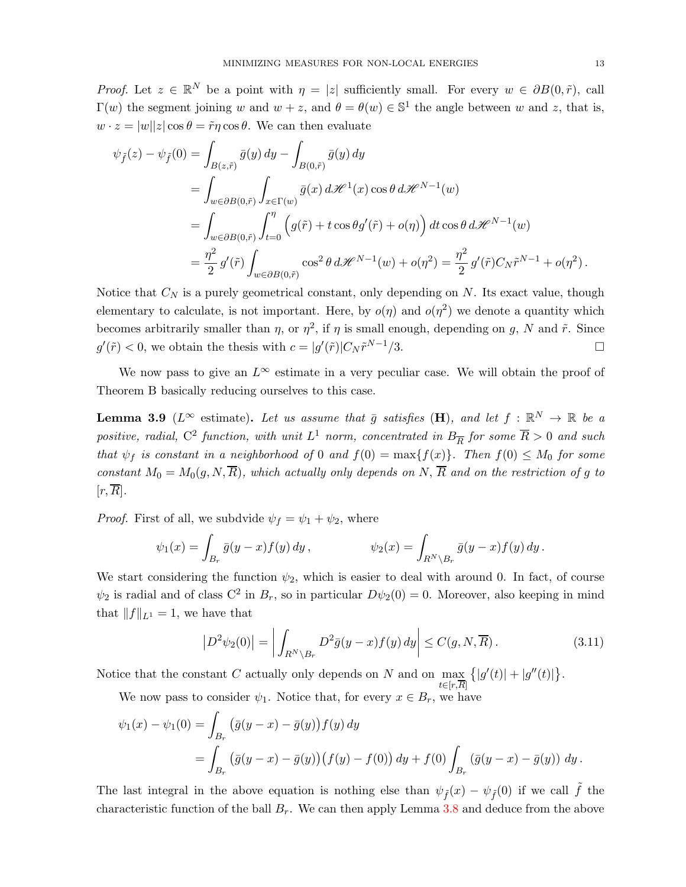*Proof.* Let $z \in \mathbb{R}^N$ be a point with $\eta = |z|$ sufficiently small. For every $w \in \partial B(0, \tilde{r})$, call $\Gamma(w)$ the segment joining $w$ and $w + z$, and $\theta = \theta(w) \in \mathbb{S}^1$ the angle between $w$ and $z$, that is, $w \cdot z = |w||z| \cos\theta = \tilde{r}\eta\cos\theta$. We can then evaluate

$$
\begin{aligned}
\psi_{\tilde{f}}(z) - \psi_{\tilde{f}}(0) &= \int_{B(z,\tilde{r})} \bar{g}(y)\, dy - \int_{B(0,\tilde{r})} \bar{g}(y)\, dy \\
&= \int_{w\in\partial B(0,\tilde{r})} \int_{x\in\Gamma(w)} \bar{g}(x)\, d\mathscr{H}^1(x) \cos\theta\, d\mathscr{H}^{N-1}(w) \\
&= \int_{w\in\partial B(0,\tilde{r})} \int_{t=0}^{\eta} \Big( g(\tilde{r}) + t\cos\theta g'(\tilde{r}) + o(\eta) \Big)\, dt \cos\theta\, d\mathscr{H}^{N-1}(w) \\
&= \frac{\eta^2}{2}\, g'(\tilde{r}) \int_{w\in\partial B(0,\tilde{r})} \cos^2\theta\, d\mathscr{H}^{N-1}(w) + o(\eta^2) = \frac{\eta^2}{2}\, g'(\tilde{r}) C_N \tilde{r}^{N-1} + o(\eta^2)\,.
\end{aligned}
$$

Notice that $C_N$ is a purely geometrical constant, only depending on $N$. Its exact value, though elementary to calculate, is not important. Here, by $o(\eta)$ and $o(\eta^2)$ we denote a quantity which becomes arbitrarily smaller than $\eta$, or $\eta^2$, if $\eta$ is small enough, depending on $g$, $N$ and $\tilde{r}$. Since $g'(\tilde{r}) < 0$, we obtain the thesis with $c = |g'(\tilde{r})| C_N \tilde{r}^{N-1}/3$. □

We now pass to give an $L^\infty$ estimate in a very peculiar case. We will obtain the proof of Theorem B basically reducing ourselves to this case.

**Lemma 3.9** ($L^\infty$ estimate)**.** *Let us assume that $\bar{g}$ satisfies* (**H**)*, and let $f : \mathbb{R}^N \to \mathbb{R}$ be a positive, radial, $\mathrm{C}^2$ function, with unit $L^1$ norm, concentrated in $B_{\overline{R}}$ for some $\overline{R} > 0$ and such that $\psi_f$ is constant in a neighborhood of $0$ and $f(0) = \max\{f(x)\}$. Then $f(0) \leq M_0$ for some constant $M_0 = M_0(g, N, \overline{R})$, which actually only depends on $N$, $\overline{R}$ and on the restriction of $g$ to $[r, \overline{R}]$.*

*Proof.* First of all, we subdvide $\psi_f = \psi_1 + \psi_2$, where

$$
\psi_1(x) = \int_{B_r} \bar{g}(y - x) f(y)\, dy\,, \qquad\qquad \psi_2(x) = \int_{R^N \setminus B_r} \bar{g}(y - x) f(y)\, dy\,.
$$

We start considering the function $\psi_2$, which is easier to deal with around 0. In fact, of course $\psi_2$ is radial and of class $\mathrm{C}^2$ in $B_r$, so in particular $D\psi_2(0) = 0$. Moreover, also keeping in mind that $\|f\|_{L^1} = 1$, we have that

$$
\big| D^2\psi_2(0) \big| = \left| \int_{R^N\setminus B_r} D^2\bar{g}(y - x) f(y)\, dy \right| \leq C(g, N, \overline{R})\,. \tag{3.11}
$$

Notice that the constant $C$ actually only depends on $N$ and on $\max\limits_{t\in[r,\overline{R}]} \big\{ |g'(t)| + |g''(t)| \big\}$.

We now pass to consider $\psi_1$. Notice that, for every $x \in B_r$, we have

$$
\begin{aligned}
\psi_1(x) - \psi_1(0) &= \int_{B_r} \big( \bar{g}(y - x) - \bar{g}(y) \big) f(y)\, dy \\
&= \int_{B_r} \big( \bar{g}(y - x) - \bar{g}(y) \big) \big( f(y) - f(0) \big)\, dy + f(0) \int_{B_r} \left( \bar{g}(y - x) - \bar{g}(y) \right)\, dy\,.
\end{aligned}
$$

The last integral in the above equation is nothing else than $\psi_{\tilde{f}}(x) - \psi_{\tilde{f}}(0)$ if we call $\tilde{f}$ the characteristic function of the ball $B_r$. We can then apply Lemma 3.8 and deduce from the above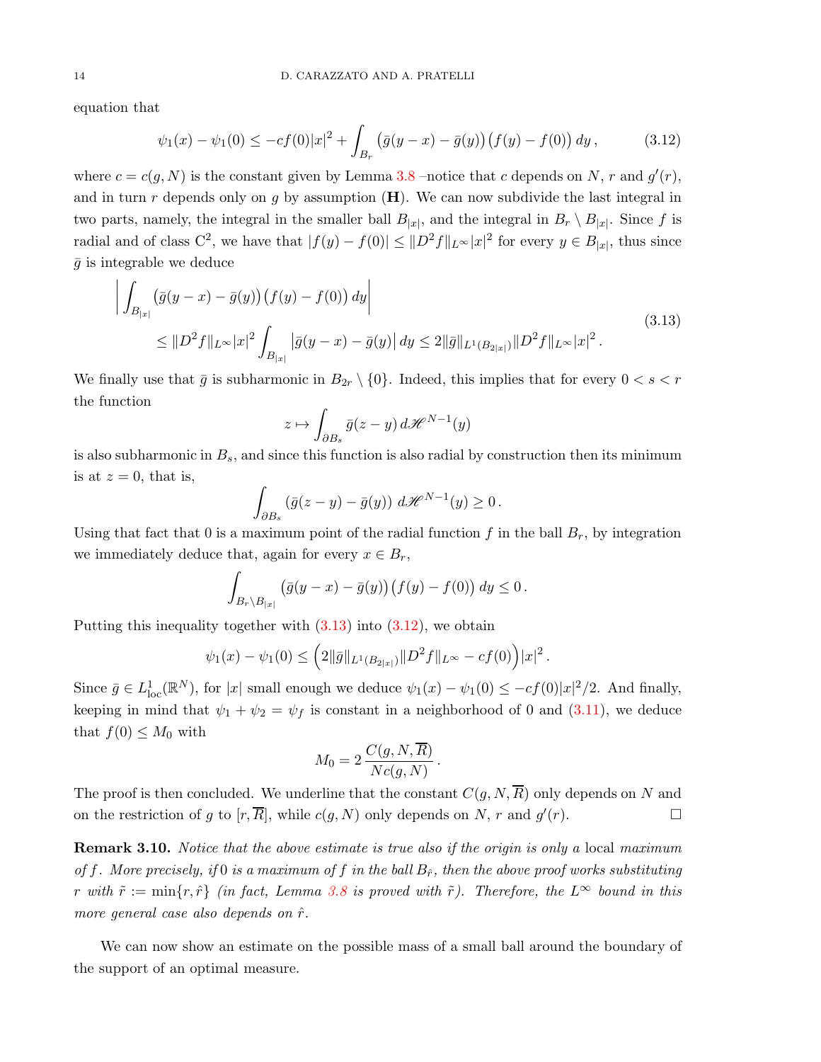equation that

$$\psi_1(x) - \psi_1(0) \leq -cf(0)|x|^2 + \int_{B_r} \big(\bar g(y-x) - \bar g(y)\big)\big(f(y) - f(0)\big)\,dy\,, \tag{3.12}$$

where $c = c(g,N)$ is the constant given by Lemma 3.8 –notice that $c$ depends on $N$, $r$ and $g'(r)$, and in turn $r$ depends only on $g$ by assumption (**H**). We can now subdivide the last integral in two parts, namely, the integral in the smaller ball $B_{|x|}$, and the integral in $B_r \setminus B_{|x|}$. Since $f$ is radial and of class $C^2$, we have that $|f(y) - f(0)| \leq \|D^2 f\|_{L^\infty}|x|^2$ for every $y \in B_{|x|}$, thus since $\bar g$ is integrable we deduce

$$\begin{aligned}
\bigg| \int_{B_{|x|}} & \big(\bar g(y-x) - \bar g(y)\big)\big(f(y) - f(0)\big)\,dy\bigg| \\
&\leq \|D^2 f\|_{L^\infty}|x|^2 \int_{B_{|x|}} \big|\bar g(y-x) - \bar g(y)\big|\,dy \leq 2\|\bar g\|_{L^1(B_{2|x|})}\|D^2 f\|_{L^\infty}|x|^2\,.
\end{aligned} \tag{3.13}$$

We finally use that $\bar g$ is subharmonic in $B_{2r} \setminus \{0\}$. Indeed, this implies that for every $0 < s < r$ the function

$$z \mapsto \int_{\partial B_s} \bar g(z-y)\,d\mathscr{H}^{N-1}(y)$$

is also subharmonic in $B_s$, and since this function is also radial by construction then its minimum is at $z = 0$, that is,

$$\int_{\partial B_s} \left(\bar g(z-y) - \bar g(y)\right)\,d\mathscr{H}^{N-1}(y) \geq 0\,.$$

Using that fact that 0 is a maximum point of the radial function $f$ in the ball $B_r$, by integration we immediately deduce that, again for every $x \in B_r$,

$$\int_{B_r \setminus B_{|x|}} \big(\bar g(y-x) - \bar g(y)\big)\big(f(y) - f(0)\big)\,dy \leq 0\,.$$

Putting this inequality together with (3.13) into (3.12), we obtain

$$\psi_1(x) - \psi_1(0) \leq \Big(2\|\bar g\|_{L^1(B_{2|x|})}\|D^2 f\|_{L^\infty} - cf(0)\Big)|x|^2\,.$$

Since $\bar g \in L^1_{\rm loc}(\mathbb{R}^N)$, for $|x|$ small enough we deduce $\psi_1(x) - \psi_1(0) \leq -cf(0)|x|^2/2$. And finally, keeping in mind that $\psi_1 + \psi_2 = \psi_f$ is constant in a neighborhood of 0 and (3.11), we deduce that $f(0) \leq M_0$ with

$$M_0 = 2\,\frac{C(g,N,\overline{R})}{Nc(g,N)}\,.$$

The proof is then concluded. We underline that the constant $C(g,N,\overline{R})$ only depends on $N$ and on the restriction of $g$ to $[r,\overline{R}]$, while $c(g,N)$ only depends on $N$, $r$ and $g'(r)$. ☐

**Remark 3.10.** *Notice that the above estimate is true also if the origin is only a local maximum of $f$. More precisely, if 0 is a maximum of $f$ in the ball $B_{\hat r}$, then the above proof works substituting $r$ with $\tilde r := \min\{r, \hat r\}$ (in fact, Lemma 3.8 is proved with $\tilde r$). Therefore, the $L^\infty$ bound in this more general case also depends on $\hat r$.*

We can now show an estimate on the possible mass of a small ball around the boundary of the support of an optimal measure.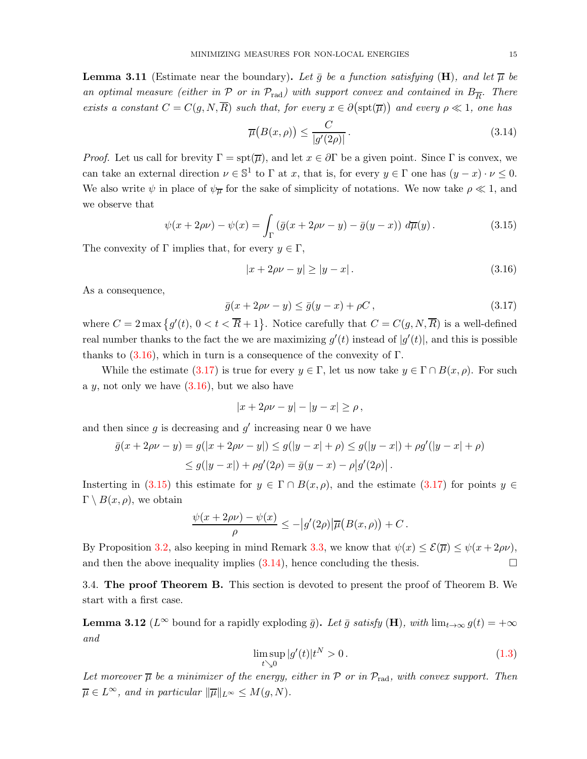**Lemma 3.11** (Estimate near the boundary)**.** *Let $\bar{g}$ be a function satisfying* (**H**)*, and let $\overline{\mu}$ be an optimal measure (either in $\mathcal{P}$ or in $\mathcal{P}_{\rm rad}$) with support convex and contained in $B_{\overline{R}}$. There exists a constant $C = C(g, N, \overline{R})$ such that, for every $x \in \partial\big(\mathrm{spt}(\overline{\mu})\big)$ and every $\rho \ll 1$, one has*

$$\overline{\mu}\big(B(x,\rho)\big) \leq \frac{C}{|g'(2\rho)|}\,. \tag{3.14}$$

*Proof.* Let us call for brevity $\Gamma = \mathrm{spt}(\overline{\mu})$, and let $x \in \partial\Gamma$ be a given point. Since $\Gamma$ is convex, we can take an external direction $\nu \in \mathbb{S}^1$ to $\Gamma$ at $x$, that is, for every $y \in \Gamma$ one has $(y - x)\cdot\nu \leq 0$. We also write $\psi$ in place of $\psi_{\overline{\mu}}$ for the sake of simplicity of notations. We now take $\rho \ll 1$, and we observe that

$$\psi(x + 2\rho\nu) - \psi(x) = \int_\Gamma \big(\bar{g}(x + 2\rho\nu - y) - \bar{g}(y - x)\big)\, d\overline{\mu}(y)\,. \tag{3.15}$$

The convexity of $\Gamma$ implies that, for every $y \in \Gamma$,

$$|x + 2\rho\nu - y| \geq |y - x|\,. \tag{3.16}$$

As a consequence,

$$\bar{g}(x + 2\rho\nu - y) \leq \bar{g}(y - x) + \rho C\,, \tag{3.17}$$

where $C = 2\max\big\{g'(t),\, 0 < t < \overline{R} + 1\big\}$. Notice carefully that $C = C(g, N, \overline{R})$ is a well-defined real number thanks to the fact the we are maximizing $g'(t)$ instead of $|g'(t)|$, and this is possible thanks to (3.16), which in turn is a consequence of the convexity of $\Gamma$.

While the estimate (3.17) is true for every $y \in \Gamma$, let us now take $y \in \Gamma \cap B(x,\rho)$. For such a $y$, not only we have (3.16), but we also have

$$|x + 2\rho\nu - y| - |y - x| \geq \rho\,,$$

and then since $g$ is decreasing and $g'$ increasing near 0 we have

$$\begin{aligned}
\bar{g}(x + 2\rho\nu - y) = g(|x + 2\rho\nu - y|) &\leq g(|y - x| + \rho) \leq g(|y - x|) + \rho g'(|y - x| + \rho)\\
&\leq g(|y - x|) + \rho g'(2\rho) = \bar{g}(y - x) - \rho\big|g'(2\rho)\big|\,.
\end{aligned}$$

Insterting in (3.15) this estimate for $y \in \Gamma \cap B(x,\rho)$, and the estimate (3.17) for points $y \in \Gamma \setminus B(x,\rho)$, we obtain

$$\frac{\psi(x + 2\rho\nu) - \psi(x)}{\rho} \leq -\big|g'(2\rho)\big|\overline{\mu}\big(B(x,\rho)\big) + C\,.$$

By Proposition 3.2, also keeping in mind Remark 3.3, we know that $\psi(x) \leq \mathcal{E}(\overline{\mu}) \leq \psi(x + 2\rho\nu)$, and then the above inequality implies (3.14), hence concluding the thesis. $\square$

3.4. **The proof Theorem B.** This section is devoted to present the proof of Theorem B. We start with a first case.

**Lemma 3.12** ($L^\infty$ bound for a rapidly exploding $\bar{g}$)**.** *Let $\bar{g}$ satisfy* (**H**)*, with $\lim_{t\to\infty} g(t) = +\infty$ and*

$$\limsup_{t\searrow 0} |g'(t)|t^N > 0\,. \tag{1.3}$$

*Let moreover $\overline{\mu}$ be a minimizer of the energy, either in $\mathcal{P}$ or in $\mathcal{P}_{\rm rad}$, with convex support. Then $\overline{\mu} \in L^\infty$, and in particular $\|\overline{\mu}\|_{L^\infty} \leq M(g, N)$.*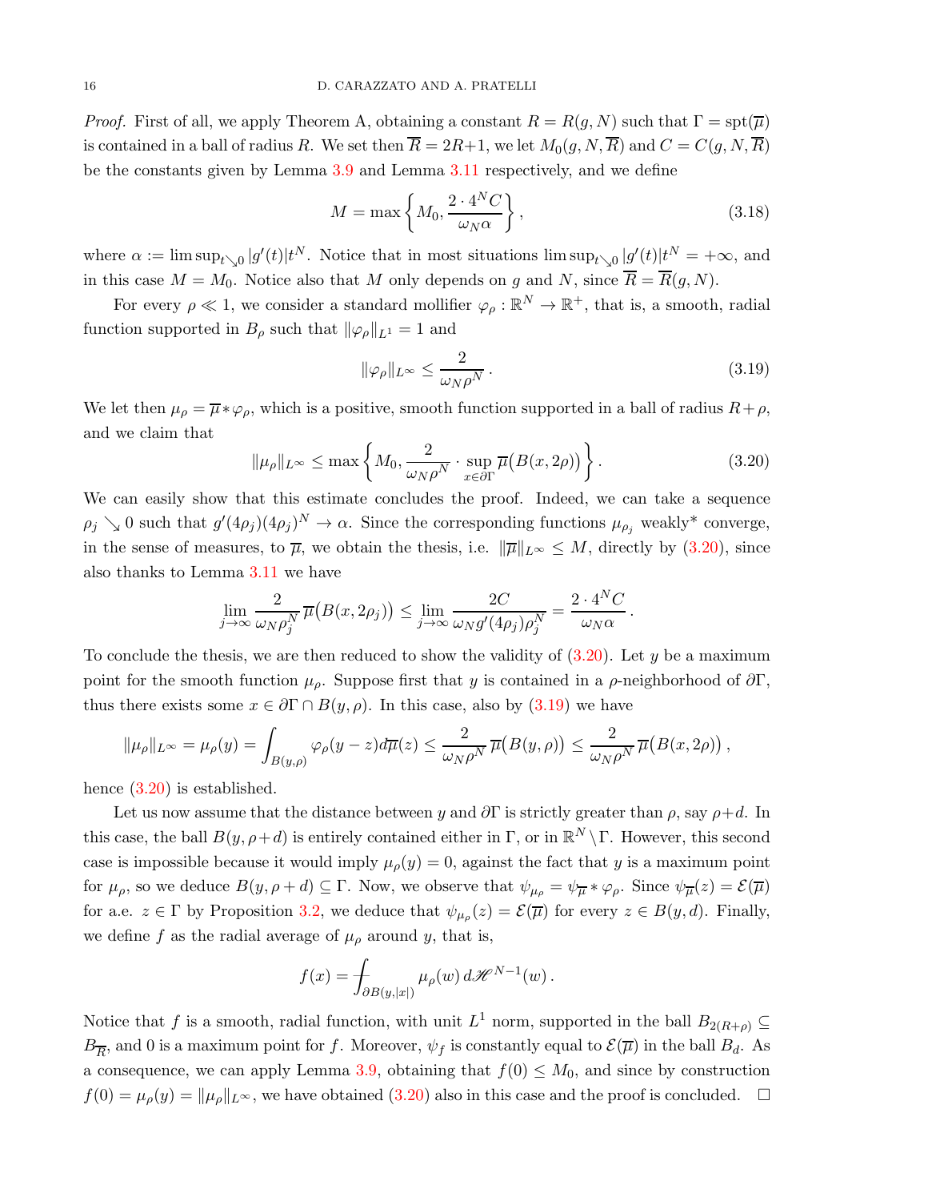*Proof.* First of all, we apply Theorem A, obtaining a constant $R = R(g, N)$ such that $\Gamma = \operatorname{spt}(\overline{\mu})$ is contained in a ball of radius $R$. We set then $\overline{R} = 2R+1$, we let $M_0(g, N, \overline{R})$ and $C = C(g, N, \overline{R})$ be the constants given by Lemma 3.9 and Lemma 3.11 respectively, and we define

$$
M = \max\left\{ M_0, \frac{2 \cdot 4^N C}{\omega_N \alpha} \right\}, \tag{3.18}
$$

where $\alpha := \limsup_{t \searrow 0} |g'(t)| t^N$. Notice that in most situations $\limsup_{t \searrow 0} |g'(t)| t^N = +\infty$, and in this case $M = M_0$. Notice also that $M$ only depends on $g$ and $N$, since $\overline{R} = \overline{R}(g, N)$.

For every $\rho \ll 1$, we consider a standard mollifier $\varphi_\rho : \mathbb{R}^N \to \mathbb{R}^+$, that is, a smooth, radial function supported in $B_\rho$ such that $\|\varphi_\rho\|_{L^1} = 1$ and

$$
\|\varphi_\rho\|_{L^\infty} \leq \frac{2}{\omega_N \rho^N}. \tag{3.19}
$$

We let then $\mu_\rho = \overline{\mu} * \varphi_\rho$, which is a positive, smooth function supported in a ball of radius $R+\rho$, and we claim that

$$
\|\mu_\rho\|_{L^\infty} \leq \max\left\{ M_0, \frac{2}{\omega_N \rho^N} \cdot \sup_{x \in \partial\Gamma} \overline{\mu}\big(B(x, 2\rho)\big) \right\}. \tag{3.20}
$$

We can easily show that this estimate concludes the proof. Indeed, we can take a sequence $\rho_j \searrow 0$ such that $g'(4\rho_j)(4\rho_j)^N \to \alpha$. Since the corresponding functions $\mu_{\rho_j}$ weakly* converge, in the sense of measures, to $\overline{\mu}$, we obtain the thesis, i.e. $\|\overline{\mu}\|_{L^\infty} \leq M$, directly by (3.20), since also thanks to Lemma 3.11 we have

$$
\lim_{j \to \infty} \frac{2}{\omega_N \rho_j^N} \overline{\mu}\big(B(x, 2\rho_j)\big) \leq \lim_{j \to \infty} \frac{2C}{\omega_N g'(4\rho_j) \rho_j^N} = \frac{2 \cdot 4^N C}{\omega_N \alpha}.
$$

To conclude the thesis, we are then reduced to show the validity of (3.20). Let $y$ be a maximum point for the smooth function $\mu_\rho$. Suppose first that $y$ is contained in a $\rho$-neighborhood of $\partial\Gamma$, thus there exists some $x \in \partial\Gamma \cap B(y, \rho)$. In this case, also by (3.19) we have

$$
\|\mu_\rho\|_{L^\infty} = \mu_\rho(y) = \int_{B(y,\rho)} \varphi_\rho(y - z) d\overline{\mu}(z) \leq \frac{2}{\omega_N \rho^N} \overline{\mu}\big(B(y, \rho)\big) \leq \frac{2}{\omega_N \rho^N} \overline{\mu}\big(B(x, 2\rho)\big),
$$

hence (3.20) is established.

Let us now assume that the distance between $y$ and $\partial\Gamma$ is strictly greater than $\rho$, say $\rho+d$. In this case, the ball $B(y, \rho+d)$ is entirely contained either in $\Gamma$, or in $\mathbb{R}^N \setminus \Gamma$. However, this second case is impossible because it would imply $\mu_\rho(y) = 0$, against the fact that $y$ is a maximum point for $\mu_\rho$, so we deduce $B(y, \rho+d) \subseteq \Gamma$. Now, we observe that $\psi_{\mu_\rho} = \psi_{\overline{\mu}} * \varphi_\rho$. Since $\psi_{\overline{\mu}}(z) = \mathcal{E}(\overline{\mu})$ for a.e. $z \in \Gamma$ by Proposition 3.2, we deduce that $\psi_{\mu_\rho}(z) = \mathcal{E}(\overline{\mu})$ for every $z \in B(y, d)$. Finally, we define $f$ as the radial average of $\mu_\rho$ around $y$, that is,

$$
f(x) = \fint_{\partial B(y, |x|)} \mu_\rho(w) \, d\mathscr{H}^{N-1}(w).
$$

Notice that $f$ is a smooth, radial function, with unit $L^1$ norm, supported in the ball $B_{2(R+\rho)} \subseteq B_{\overline{R}}$, and 0 is a maximum point for $f$. Moreover, $\psi_f$ is constantly equal to $\mathcal{E}(\overline{\mu})$ in the ball $B_d$. As a consequence, we can apply Lemma 3.9, obtaining that $f(0) \leq M_0$, and since by construction $f(0) = \mu_\rho(y) = \|\mu_\rho\|_{L^\infty}$, we have obtained (3.20) also in this case and the proof is concluded. $\square$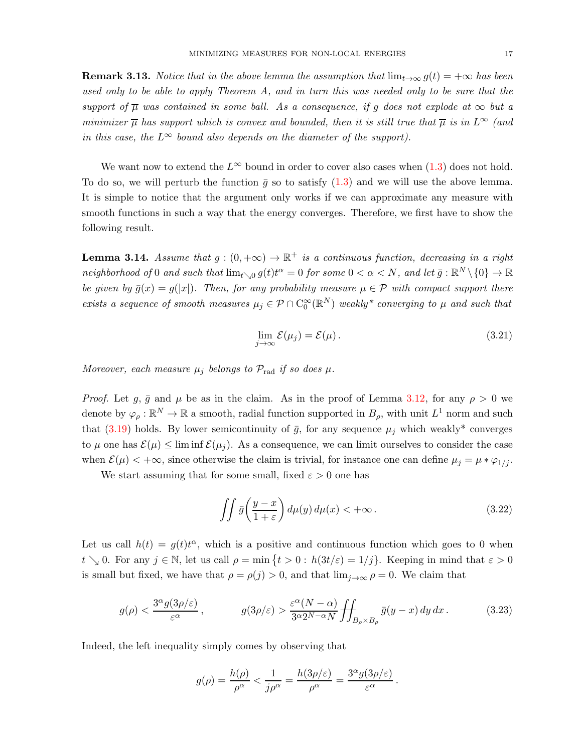**Remark 3.13.** *Notice that in the above lemma the assumption that $\lim_{t\to\infty} g(t) = +\infty$ has been used only to be able to apply Theorem A, and in turn this was needed only to be sure that the support of $\overline{\mu}$ was contained in some ball. As a consequence, if $g$ does not explode at $\infty$ but a minimizer $\overline{\mu}$ has support which is convex and bounded, then it is still true that $\overline{\mu}$ is in $L^\infty$ (and in this case, the $L^\infty$ bound also depends on the diameter of the support).*

We want now to extend the $L^\infty$ bound in order to cover also cases when (1.3) does not hold. To do so, we will perturb the function $\bar{g}$ so to satisfy (1.3) and we will use the above lemma. It is simple to notice that the argument only works if we can approximate any measure with smooth functions in such a way that the energy converges. Therefore, we first have to show the following result.

**Lemma 3.14.** *Assume that $g : (0, +\infty) \to \mathbb{R}^+$ is a continuous function, decreasing in a right neighborhood of 0 and such that $\lim_{t\searrow 0} g(t)t^\alpha = 0$ for some $0 < \alpha < N$, and let $\bar{g} : \mathbb{R}^N \setminus \{0\} \to \mathbb{R}$ be given by $\bar{g}(x) = g(|x|)$. Then, for any probability measure $\mu \in \mathcal{P}$ with compact support there exists a sequence of smooth measures $\mu_j \in \mathcal{P} \cap \mathrm{C}^\infty_0(\mathbb{R}^N)$ weakly\* converging to $\mu$ and such that*

$$\lim_{j\to\infty} \mathcal{E}(\mu_j) = \mathcal{E}(\mu) . \tag{3.21}$$

*Moreover, each measure $\mu_j$ belongs to $\mathcal{P}_{\rm rad}$ if so does $\mu$.*

*Proof.* Let $g$, $\bar{g}$ and $\mu$ be as in the claim. As in the proof of Lemma 3.12, for any $\rho > 0$ we denote by $\varphi_\rho : \mathbb{R}^N \to \mathbb{R}$ a smooth, radial function supported in $B_\rho$, with unit $L^1$ norm and such that (3.19) holds. By lower semicontinuity of $\bar{g}$, for any sequence $\mu_j$ which weakly\* converges to $\mu$ one has $\mathcal{E}(\mu) \leq \liminf \mathcal{E}(\mu_j)$. As a consequence, we can limit ourselves to consider the case when $\mathcal{E}(\mu) < +\infty$, since otherwise the claim is trivial, for instance one can define $\mu_j = \mu * \varphi_{1/j}$.

We start assuming that for some small, fixed $\varepsilon > 0$ one has

$$\iint \bar{g}\left(\frac{y - x}{1 + \varepsilon}\right) d\mu(y)\, d\mu(x) < +\infty . \tag{3.22}$$

Let us call $h(t) = g(t)t^\alpha$, which is a positive and continuous function which goes to 0 when $t \searrow 0$. For any $j \in \mathbb{N}$, let us call $\rho = \min\{t > 0 : \, h(3t/\varepsilon) = 1/j\}$. Keeping in mind that $\varepsilon > 0$ is small but fixed, we have that $\rho = \rho(j) > 0$, and that $\lim_{j\to\infty} \rho = 0$. We claim that

$$g(\rho) < \frac{3^\alpha g(3\rho/\varepsilon)}{\varepsilon^\alpha} , \qquad\qquad g(3\rho/\varepsilon) > \frac{\varepsilon^\alpha (N - \alpha)}{3^\alpha 2^{N-\alpha} N} \iint_{B_\rho \times B_\rho} \bar{g}(y - x)\, dy\, dx . \tag{3.23}$$

Indeed, the left inequality simply comes by observing that

$$g(\rho) = \frac{h(\rho)}{\rho^\alpha} < \frac{1}{j\rho^\alpha} = \frac{h(3\rho/\varepsilon)}{\rho^\alpha} = \frac{3^\alpha g(3\rho/\varepsilon)}{\varepsilon^\alpha} .$$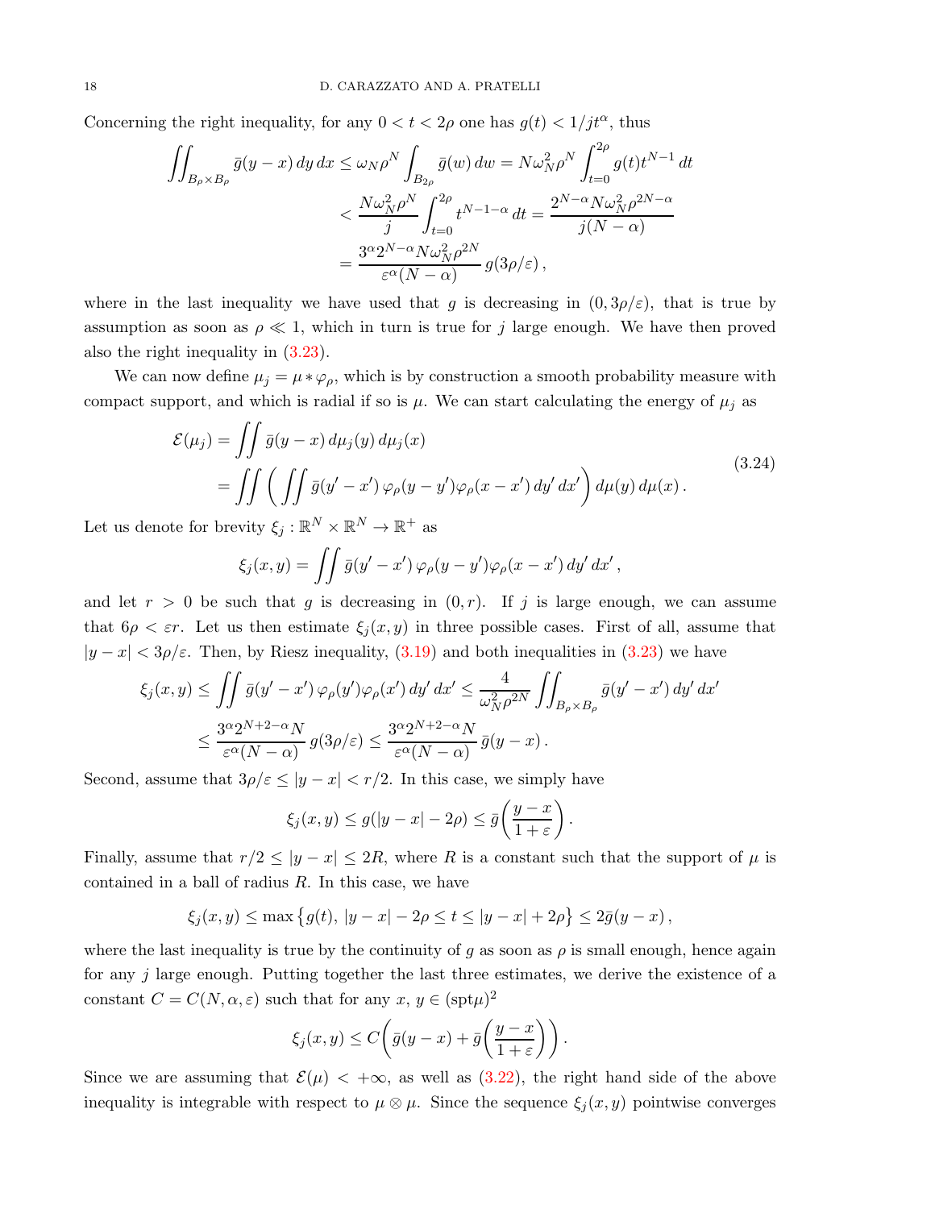Concerning the right inequality, for any $0 < t < 2\rho$ one has $g(t) < 1/jt^\alpha$, thus

$$
\begin{aligned}
\iint_{B_\rho \times B_\rho} \bar g(y-x)\,dy\,dx &\leq \omega_N \rho^N \int_{B_{2\rho}} \bar g(w)\,dw = N\omega_N^2 \rho^N \int_{t=0}^{2\rho} g(t) t^{N-1}\,dt \\
&< \frac{N\omega_N^2 \rho^N}{j} \int_{t=0}^{2\rho} t^{N-1-\alpha}\,dt = \frac{2^{N-\alpha} N \omega_N^2 \rho^{2N-\alpha}}{j(N-\alpha)} \\
&= \frac{3^\alpha 2^{N-\alpha} N \omega_N^2 \rho^{2N}}{\varepsilon^\alpha (N-\alpha)}\, g(3\rho/\varepsilon)\,,
\end{aligned}
$$

where in the last inequality we have used that $g$ is decreasing in $(0, 3\rho/\varepsilon)$, that is true by assumption as soon as $\rho \ll 1$, which in turn is true for $j$ large enough. We have then proved also the right inequality in (3.23).

We can now define $\mu_j = \mu * \varphi_\rho$, which is by construction a smooth probability measure with compact support, and which is radial if so is $\mu$. We can start calculating the energy of $\mu_j$ as

$$
\begin{aligned}
\mathcal{E}(\mu_j) &= \iint \bar g(y-x)\,d\mu_j(y)\,d\mu_j(x) \\
&= \iint \bigg( \iint \bar g(y'-x')\,\varphi_\rho(y-y')\varphi_\rho(x-x')\,dy'\,dx' \bigg)\,d\mu(y)\,d\mu(x)\,.
\end{aligned}
\tag{3.24}
$$

Let us denote for brevity $\xi_j : \mathbb{R}^N \times \mathbb{R}^N \to \mathbb{R}^+$ as

$$
\xi_j(x,y) = \iint \bar g(y'-x')\,\varphi_\rho(y-y')\varphi_\rho(x-x')\,dy'\,dx'\,,
$$

and let $r > 0$ be such that $g$ is decreasing in $(0,r)$. If $j$ is large enough, we can assume that $6\rho < \varepsilon r$. Let us then estimate $\xi_j(x,y)$ in three possible cases. First of all, assume that $|y-x| < 3\rho/\varepsilon$. Then, by Riesz inequality, (3.19) and both inequalities in (3.23) we have

$$
\begin{aligned}
\xi_j(x,y) &\leq \iint \bar g(y'-x')\,\varphi_\rho(y')\varphi_\rho(x')\,dy'\,dx' \leq \frac{4}{\omega_N^2 \rho^{2N}} \iint_{B_\rho \times B_\rho} \bar g(y'-x')\,dy'\,dx' \\
&\leq \frac{3^\alpha 2^{N+2-\alpha} N}{\varepsilon^\alpha (N-\alpha)}\, g(3\rho/\varepsilon) \leq \frac{3^\alpha 2^{N+2-\alpha} N}{\varepsilon^\alpha (N-\alpha)}\, \bar g(y-x)\,.
\end{aligned}
$$

Second, assume that $3\rho/\varepsilon \leq |y-x| < r/2$. In this case, we simply have

$$
\xi_j(x,y) \leq g(|y-x| - 2\rho) \leq \bar g\bigg(\frac{y-x}{1+\varepsilon}\bigg)\,.
$$

Finally, assume that $r/2 \leq |y-x| \leq 2R$, where $R$ is a constant such that the support of $\mu$ is contained in a ball of radius $R$. In this case, we have

$$
\xi_j(x,y) \leq \max\big\{ g(t),\ |y-x| - 2\rho \leq t \leq |y-x| + 2\rho \big\} \leq 2\bar g(y-x)\,,
$$

where the last inequality is true by the continuity of $g$ as soon as $\rho$ is small enough, hence again for any $j$ large enough. Putting together the last three estimates, we derive the existence of a constant $C = C(N,\alpha,\varepsilon)$ such that for any $x,\,y \in (\mathrm{spt}\mu)^2$

$$
\xi_j(x,y) \leq C\bigg( \bar g(y-x) + \bar g\bigg(\frac{y-x}{1+\varepsilon}\bigg)\bigg)\,.
$$

Since we are assuming that $\mathcal{E}(\mu) < +\infty$, as well as (3.22), the right hand side of the above inequality is integrable with respect to $\mu \otimes \mu$. Since the sequence $\xi_j(x,y)$ pointwise converges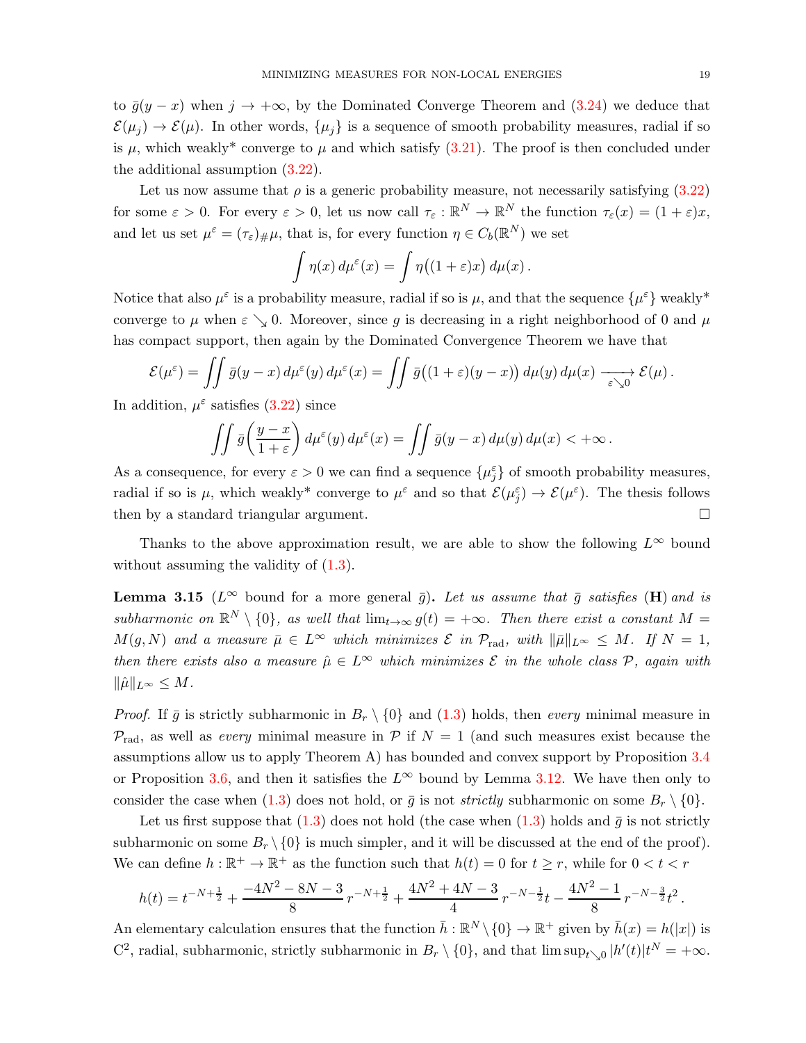to $\bar{g}(y-x)$ when $j \to +\infty$, by the Dominated Converge Theorem and (3.24) we deduce that $\mathcal{E}(\mu_j) \to \mathcal{E}(\mu)$. In other words, $\{\mu_j\}$ is a sequence of smooth probability measures, radial if so is $\mu$, which weakly* converge to $\mu$ and which satisfy (3.21). The proof is then concluded under the additional assumption (3.22).

Let us now assume that $\rho$ is a generic probability measure, not necessarily satisfying (3.22) for some $\varepsilon > 0$. For every $\varepsilon > 0$, let us now call $\tau_\varepsilon : \mathbb{R}^N \to \mathbb{R}^N$ the function $\tau_\varepsilon(x) = (1+\varepsilon)x$, and let us set $\mu^\varepsilon = (\tau_\varepsilon)_\# \mu$, that is, for every function $\eta \in C_b(\mathbb{R}^N)$ we set

$$\int \eta(x)\, d\mu^\varepsilon(x) = \int \eta\big((1+\varepsilon)x\big)\, d\mu(x)\,.$$

Notice that also $\mu^\varepsilon$ is a probability measure, radial if so is $\mu$, and that the sequence $\{\mu^\varepsilon\}$ weakly* converge to $\mu$ when $\varepsilon \searrow 0$. Moreover, since $g$ is decreasing in a right neighborhood of 0 and $\mu$ has compact support, then again by the Dominated Convergence Theorem we have that

$$\mathcal{E}(\mu^\varepsilon) = \iint \bar{g}(y-x)\, d\mu^\varepsilon(y)\, d\mu^\varepsilon(x) = \iint \bar{g}\big((1+\varepsilon)(y-x)\big)\, d\mu(y)\, d\mu(x) \xrightarrow[\varepsilon \searrow 0]{} \mathcal{E}(\mu)\,.$$

In addition, $\mu^\varepsilon$ satisfies (3.22) since

$$\iint \bar{g}\left(\frac{y-x}{1+\varepsilon}\right) d\mu^\varepsilon(y)\, d\mu^\varepsilon(x) = \iint \bar{g}(y-x)\, d\mu(y)\, d\mu(x) < +\infty\,.$$

As a consequence, for every $\varepsilon > 0$ we can find a sequence $\{\mu^\varepsilon_j\}$ of smooth probability measures, radial if so is $\mu$, which weakly* converge to $\mu^\varepsilon$ and so that $\mathcal{E}(\mu^\varepsilon_j) \to \mathcal{E}(\mu^\varepsilon)$. The thesis follows then by a standard triangular argument. $\square$

Thanks to the above approximation result, we are able to show the following $L^\infty$ bound without assuming the validity of (1.3).

**Lemma 3.15** ($L^\infty$ bound for a more general $\bar{g}$)**.** *Let us assume that $\bar{g}$ satisfies* (**H**) *and is subharmonic on $\mathbb{R}^N \setminus \{0\}$, as well that $\lim_{t\to\infty} g(t) = +\infty$. Then there exist a constant $M = M(g, N)$ and a measure $\bar{\mu} \in L^\infty$ which minimizes $\mathcal{E}$ in $\mathcal{P}_{\rm rad}$, with $\|\bar{\mu}\|_{L^\infty} \leq M$. If $N = 1$, then there exists also a measure $\hat{\mu} \in L^\infty$ which minimizes $\mathcal{E}$ in the whole class $\mathcal{P}$, again with $\|\hat{\mu}\|_{L^\infty} \leq M$.*

*Proof.* If $\bar{g}$ is strictly subharmonic in $B_r \setminus \{0\}$ and (1.3) holds, then *every* minimal measure in $\mathcal{P}_{\rm rad}$, as well as *every* minimal measure in $\mathcal{P}$ if $N = 1$ (and such measures exist because the assumptions allow us to apply Theorem A) has bounded and convex support by Proposition 3.4 or Proposition 3.6, and then it satisfies the $L^\infty$ bound by Lemma 3.12. We have then only to consider the case when (1.3) does not hold, or $\bar{g}$ is not *strictly* subharmonic on some $B_r \setminus \{0\}$.

Let us first suppose that (1.3) does not hold (the case when (1.3) holds and $\bar{g}$ is not strictly subharmonic on some $B_r \setminus \{0\}$ is much simpler, and it will be discussed at the end of the proof). We can define $h : \mathbb{R}^+ \to \mathbb{R}^+$ as the function such that $h(t) = 0$ for $t \geq r$, while for $0 < t < r$

$$h(t) = t^{-N+\frac{1}{2}} + \frac{-4N^2 - 8N - 3}{8}\, r^{-N+\frac{1}{2}} + \frac{4N^2 + 4N - 3}{4}\, r^{-N-\frac{1}{2}} t - \frac{4N^2 - 1}{8}\, r^{-N-\frac{3}{2}} t^2\,.$$

An elementary calculation ensures that the function $\bar{h} : \mathbb{R}^N \setminus \{0\} \to \mathbb{R}^+$ given by $\bar{h}(x) = h(|x|)$ is $\mathrm{C}^2$, radial, subharmonic, strictly subharmonic in $B_r \setminus \{0\}$, and that $\limsup_{t\searrow 0} |h'(t)| t^N = +\infty$.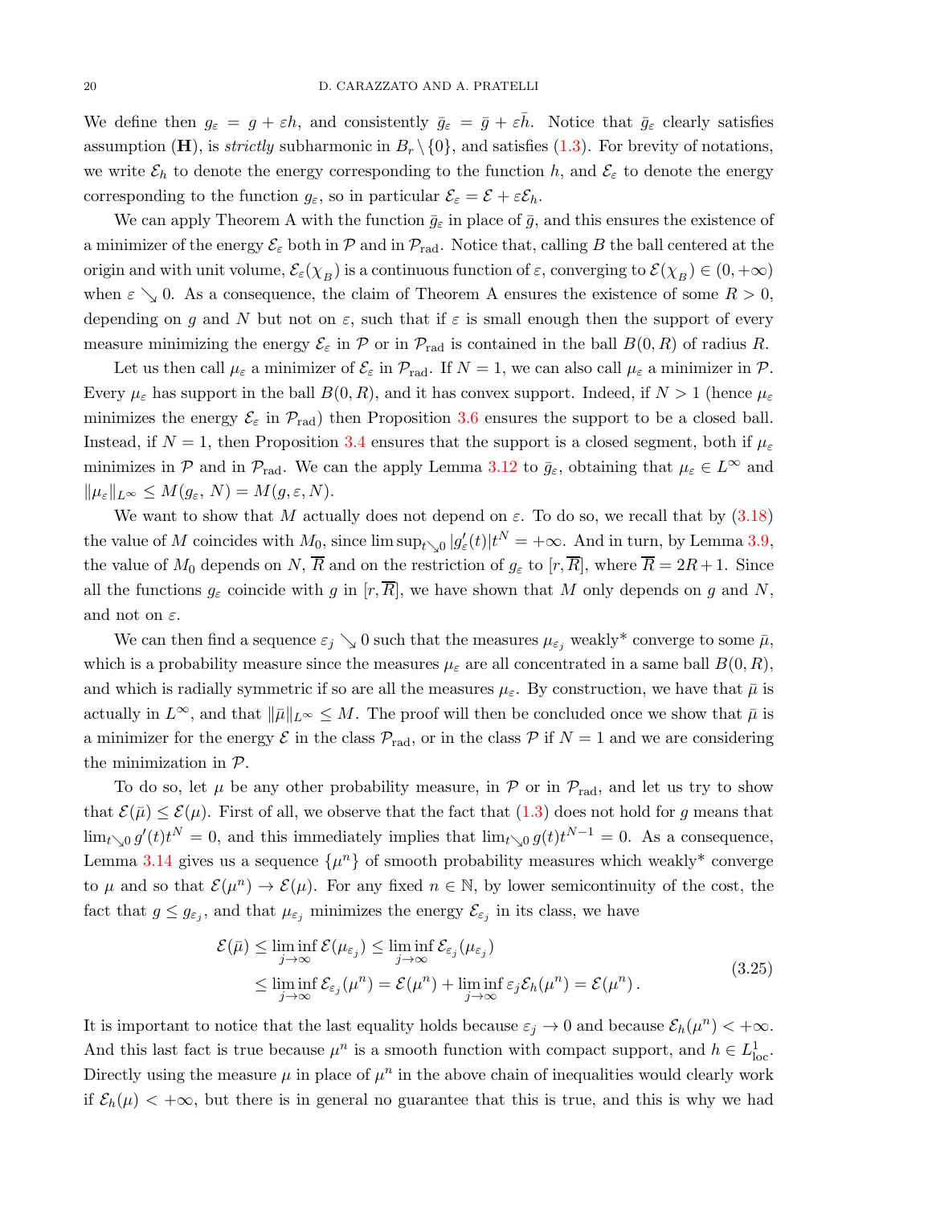We define then $g_\varepsilon = g + \varepsilon h$, and consistently $\bar g_\varepsilon = \bar g + \varepsilon \bar h$. Notice that $\bar g_\varepsilon$ clearly satisfies assumption (**H**), is *strictly* subharmonic in $B_r \setminus \{0\}$, and satisfies (1.3). For brevity of notations, we write $\mathcal{E}_h$ to denote the energy corresponding to the function $h$, and $\mathcal{E}_\varepsilon$ to denote the energy corresponding to the function $g_\varepsilon$, so in particular $\mathcal{E}_\varepsilon = \mathcal{E} + \varepsilon \mathcal{E}_h$.

We can apply Theorem A with the function $\bar g_\varepsilon$ in place of $\bar g$, and this ensures the existence of a minimizer of the energy $\mathcal{E}_\varepsilon$ both in $\mathcal{P}$ and in $\mathcal{P}_{\rm rad}$. Notice that, calling $B$ the ball centered at the origin and with unit volume, $\mathcal{E}_\varepsilon(\chi_B)$ is a continuous function of $\varepsilon$, converging to $\mathcal{E}(\chi_B) \in (0, +\infty)$ when $\varepsilon \searrow 0$. As a consequence, the claim of Theorem A ensures the existence of some $R > 0$, depending on $g$ and $N$ but not on $\varepsilon$, such that if $\varepsilon$ is small enough then the support of every measure minimizing the energy $\mathcal{E}_\varepsilon$ in $\mathcal{P}$ or in $\mathcal{P}_{\rm rad}$ is contained in the ball $B(0,R)$ of radius $R$.

Let us then call $\mu_\varepsilon$ a minimizer of $\mathcal{E}_\varepsilon$ in $\mathcal{P}_{\rm rad}$. If $N = 1$, we can also call $\mu_\varepsilon$ a minimizer in $\mathcal{P}$. Every $\mu_\varepsilon$ has support in the ball $B(0,R)$, and it has convex support. Indeed, if $N > 1$ (hence $\mu_\varepsilon$ minimizes the energy $\mathcal{E}_\varepsilon$ in $\mathcal{P}_{\rm rad}$) then Proposition 3.6 ensures the support to be a closed ball. Instead, if $N = 1$, then Proposition 3.4 ensures that the support is a closed segment, both if $\mu_\varepsilon$ minimizes in $\mathcal{P}$ and in $\mathcal{P}_{\rm rad}$. We can the apply Lemma 3.12 to $\bar g_\varepsilon$, obtaining that $\mu_\varepsilon \in L^\infty$ and $\|\mu_\varepsilon\|_{L^\infty} \le M(g_\varepsilon, N) = M(g, \varepsilon, N)$.

We want to show that $M$ actually does not depend on $\varepsilon$. To do so, we recall that by (3.18) the value of $M$ coincides with $M_0$, since $\limsup_{t\searrow 0} |g_\varepsilon'(t)| t^N = +\infty$. And in turn, by Lemma 3.9, the value of $M_0$ depends on $N$, $\overline R$ and on the restriction of $g_\varepsilon$ to $[r, \overline R]$, where $\overline R = 2R+1$. Since all the functions $g_\varepsilon$ coincide with $g$ in $[r, \overline R]$, we have shown that $M$ only depends on $g$ and $N$, and not on $\varepsilon$.

We can then find a sequence $\varepsilon_j \searrow 0$ such that the measures $\mu_{\varepsilon_j}$ weakly* converge to some $\bar\mu$, which is a probability measure since the measures $\mu_\varepsilon$ are all concentrated in a same ball $B(0,R)$, and which is radially symmetric if so are all the measures $\mu_\varepsilon$. By construction, we have that $\bar\mu$ is actually in $L^\infty$, and that $\|\bar\mu\|_{L^\infty} \le M$. The proof will then be concluded once we show that $\bar\mu$ is a minimizer for the energy $\mathcal{E}$ in the class $\mathcal{P}_{\rm rad}$, or in the class $\mathcal{P}$ if $N = 1$ and we are considering the minimization in $\mathcal{P}$.

To do so, let $\mu$ be any other probability measure, in $\mathcal{P}$ or in $\mathcal{P}_{\rm rad}$, and let us try to show that $\mathcal{E}(\bar\mu) \le \mathcal{E}(\mu)$. First of all, we observe that the fact that (1.3) does not hold for $g$ means that $\lim_{t\searrow 0} g'(t) t^N = 0$, and this immediately implies that $\lim_{t\searrow 0} g(t) t^{N-1} = 0$. As a consequence, Lemma 3.14 gives us a sequence $\{\mu^n\}$ of smooth probability measures which weakly* converge to $\mu$ and so that $\mathcal{E}(\mu^n) \to \mathcal{E}(\mu)$. For any fixed $n \in \mathbb{N}$, by lower semicontinuity of the cost, the fact that $g \le g_{\varepsilon_j}$, and that $\mu_{\varepsilon_j}$ minimizes the energy $\mathcal{E}_{\varepsilon_j}$ in its class, we have

$$
\begin{aligned}
\mathcal{E}(\bar\mu) &\le \liminf_{j\to\infty} \mathcal{E}(\mu_{\varepsilon_j}) \le \liminf_{j\to\infty} \mathcal{E}_{\varepsilon_j}(\mu_{\varepsilon_j}) \\
&\le \liminf_{j\to\infty} \mathcal{E}_{\varepsilon_j}(\mu^n) = \mathcal{E}(\mu^n) + \liminf_{j\to\infty} \varepsilon_j \mathcal{E}_h(\mu^n) = \mathcal{E}(\mu^n)\,.
\end{aligned}
\tag{3.25}
$$

It is important to notice that the last equality holds because $\varepsilon_j \to 0$ and because $\mathcal{E}_h(\mu^n) < +\infty$. And this last fact is true because $\mu^n$ is a smooth function with compact support, and $h \in L^1_{\rm loc}$. Directly using the measure $\mu$ in place of $\mu^n$ in the above chain of inequalities would clearly work if $\mathcal{E}_h(\mu) < +\infty$, but there is in general no guarantee that this is true, and this is why we had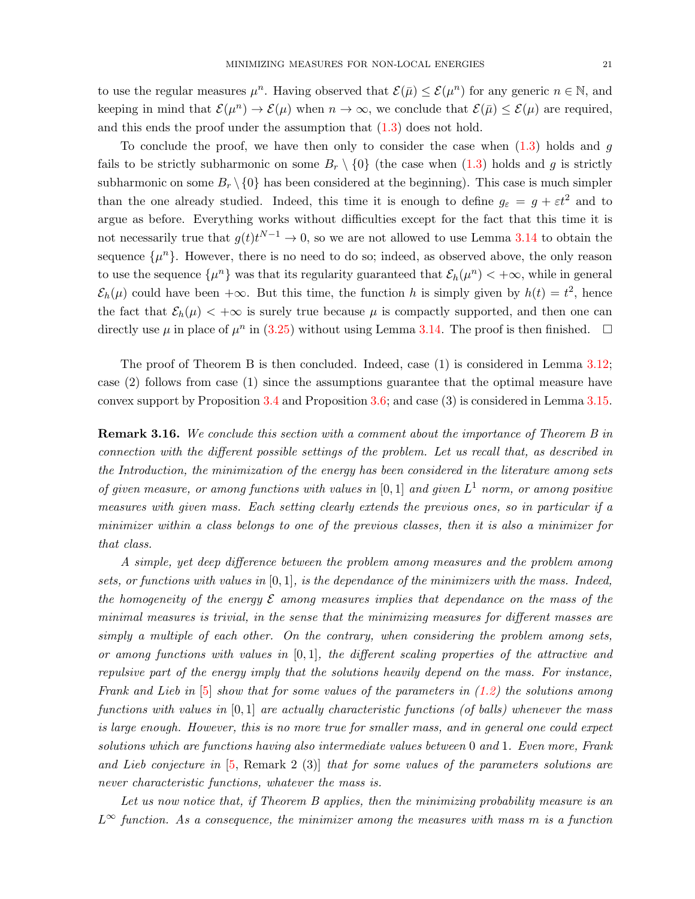to use the regular measures $\mu^n$. Having observed that $\mathcal{E}(\bar\mu) \leq \mathcal{E}(\mu^n)$ for any generic $n \in \mathbb{N}$, and keeping in mind that $\mathcal{E}(\mu^n) \to \mathcal{E}(\mu)$ when $n \to \infty$, we conclude that $\mathcal{E}(\bar\mu) \leq \mathcal{E}(\mu)$ are required, and this ends the proof under the assumption that (1.3) does not hold.

To conclude the proof, we have then only to consider the case when (1.3) holds and $g$ fails to be strictly subharmonic on some $B_r \setminus \{0\}$ (the case when (1.3) holds and $g$ is strictly subharmonic on some $B_r \setminus \{0\}$ has been considered at the beginning). This case is much simpler than the one already studied. Indeed, this time it is enough to define $g_\varepsilon = g + \varepsilon t^2$ and to argue as before. Everything works without difficulties except for the fact that this time it is not necessarily true that $g(t)t^{N-1} \to 0$, so we are not allowed to use Lemma 3.14 to obtain the sequence $\{\mu^n\}$. However, there is no need to do so; indeed, as observed above, the only reason to use the sequence $\{\mu^n\}$ was that its regularity guaranteed that $\mathcal{E}_h(\mu^n) < +\infty$, while in general $\mathcal{E}_h(\mu)$ could have been $+\infty$. But this time, the function $h$ is simply given by $h(t) = t^2$, hence the fact that $\mathcal{E}_h(\mu) < +\infty$ is surely true because $\mu$ is compactly supported, and then one can directly use $\mu$ in place of $\mu^n$ in (3.25) without using Lemma 3.14. The proof is then finished. $\square$

The proof of Theorem B is then concluded. Indeed, case (1) is considered in Lemma 3.12; case (2) follows from case (1) since the assumptions guarantee that the optimal measure have convex support by Proposition 3.4 and Proposition 3.6; and case (3) is considered in Lemma 3.15.

**Remark 3.16.** *We conclude this section with a comment about the importance of Theorem B in connection with the different possible settings of the problem. Let us recall that, as described in the Introduction, the minimization of the energy has been considered in the literature among sets of given measure, or among functions with values in $[0,1]$ and given $L^1$ norm, or among positive measures with given mass. Each setting clearly extends the previous ones, so in particular if a minimizer within a class belongs to one of the previous classes, then it is also a minimizer for that class.*

*A simple, yet deep difference between the problem among measures and the problem among sets, or functions with values in $[0,1]$, is the dependance of the minimizers with the mass. Indeed, the homogeneity of the energy $\mathcal{E}$ among measures implies that dependance on the mass of the minimal measures is trivial, in the sense that the minimizing measures for different masses are simply a multiple of each other. On the contrary, when considering the problem among sets, or among functions with values in $[0,1]$, the different scaling properties of the attractive and repulsive part of the energy imply that the solutions heavily depend on the mass. For instance, Frank and Lieb in [5] show that for some values of the parameters in (1.2) the solutions among functions with values in $[0,1]$ are actually characteristic functions (of balls) whenever the mass is large enough. However, this is no more true for smaller mass, and in general one could expect solutions which are functions having also intermediate values between $0$ and $1$. Even more, Frank and Lieb conjecture in [5, Remark 2 (3)] that for some values of the parameters solutions are never characteristic functions, whatever the mass is.*

*Let us now notice that, if Theorem B applies, then the minimizing probability measure is an $L^\infty$ function. As a consequence, the minimizer among the measures with mass $m$ is a function*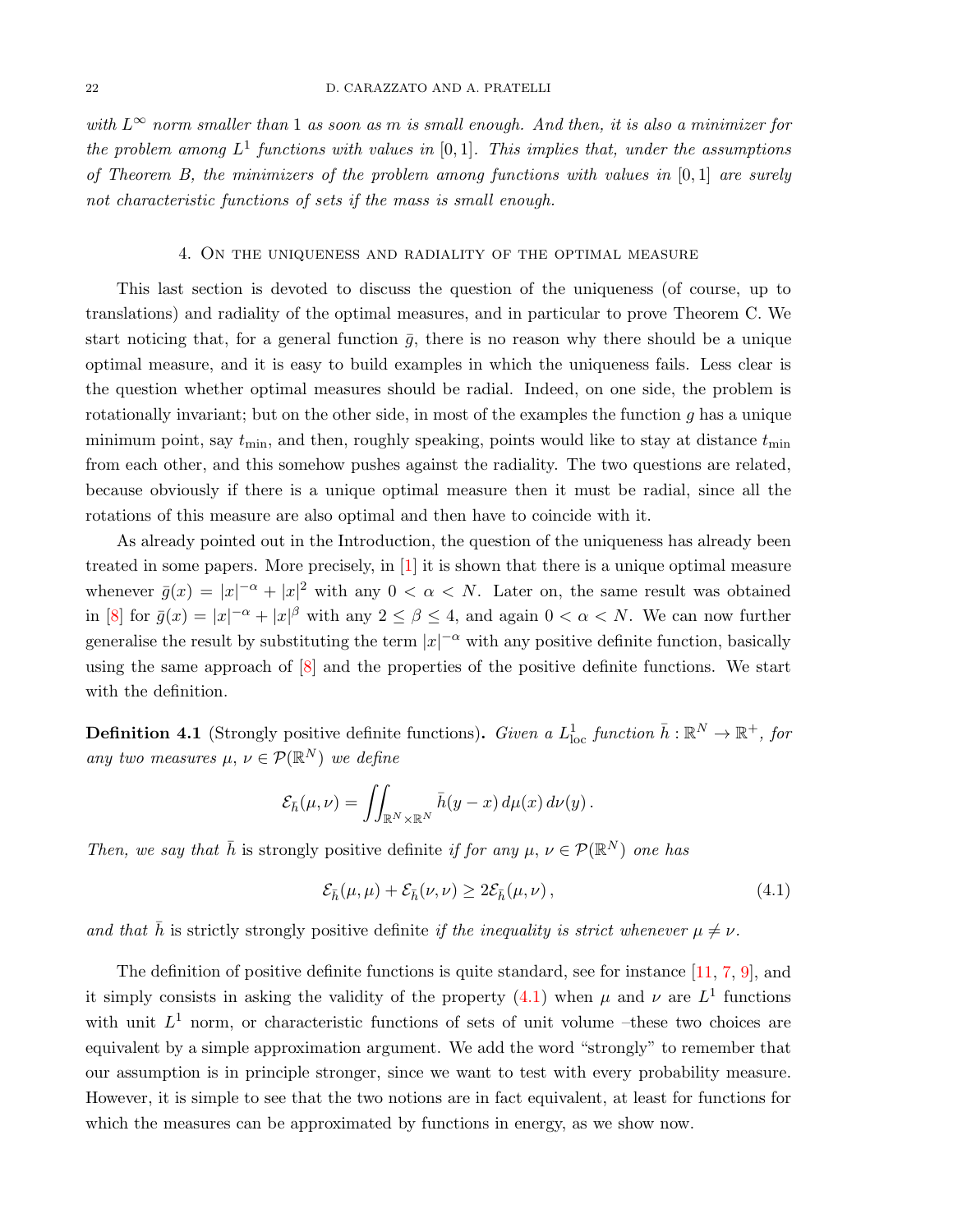*with $L^\infty$ norm smaller than 1 as soon as $m$ is small enough. And then, it is also a minimizer for the problem among $L^1$ functions with values in $[0,1]$. This implies that, under the assumptions of Theorem B, the minimizers of the problem among functions with values in $[0,1]$ are surely not characteristic functions of sets if the mass is small enough.*

## 4. On the uniqueness and radiality of the optimal measure

This last section is devoted to discuss the question of the uniqueness (of course, up to translations) and radiality of the optimal measures, and in particular to prove Theorem C. We start noticing that, for a general function $\bar g$, there is no reason why there should be a unique optimal measure, and it is easy to build examples in which the uniqueness fails. Less clear is the question whether optimal measures should be radial. Indeed, on one side, the problem is rotationally invariant; but on the other side, in most of the examples the function $g$ has a unique minimum point, say $t_{\min}$, and then, roughly speaking, points would like to stay at distance $t_{\min}$ from each other, and this somehow pushes against the radiality. The two questions are related, because obviously if there is a unique optimal measure then it must be radial, since all the rotations of this measure are also optimal and then have to coincide with it.

As already pointed out in the Introduction, the question of the uniqueness has already been treated in some papers. More precisely, in [1] it is shown that there is a unique optimal measure whenever $\bar g(x) = |x|^{-\alpha} + |x|^2$ with any $0 < \alpha < N$. Later on, the same result was obtained in [8] for $\bar g(x) = |x|^{-\alpha} + |x|^\beta$ with any $2 \le \beta \le 4$, and again $0 < \alpha < N$. We can now further generalise the result by substituting the term $|x|^{-\alpha}$ with any positive definite function, basically using the same approach of [8] and the properties of the positive definite functions. We start with the definition.

**Definition 4.1** (Strongly positive definite functions)**.** *Given a $L^1_{\rm loc}$ function $\bar h : \mathbb{R}^N \to \mathbb{R}^+$, for any two measures $\mu$, $\nu \in \mathcal{P}(\mathbb{R}^N)$ we define*

$$\mathcal{E}_{\bar h}(\mu,\nu) = \iint_{\mathbb{R}^N\times\mathbb{R}^N} \bar h(y-x)\, d\mu(x)\, d\nu(y)\,.$$

*Then, we say that $\bar h$ is* strongly positive definite *if for any $\mu$, $\nu \in \mathcal{P}(\mathbb{R}^N)$ one has*

$$\mathcal{E}_{\bar h}(\mu,\mu) + \mathcal{E}_{\bar h}(\nu,\nu) \ge 2\mathcal{E}_{\bar h}(\mu,\nu)\,, \tag{4.1}$$

*and that $\bar h$ is* strictly strongly positive definite *if the inequality is strict whenever $\mu \ne \nu$.*

The definition of positive definite functions is quite standard, see for instance [11, 7, 9], and it simply consists in asking the validity of the property (4.1) when $\mu$ and $\nu$ are $L^1$ functions with unit $L^1$ norm, or characteristic functions of sets of unit volume –these two choices are equivalent by a simple approximation argument. We add the word "strongly" to remember that our assumption is in principle stronger, since we want to test with every probability measure. However, it is simple to see that the two notions are in fact equivalent, at least for functions for which the measures can be approximated by functions in energy, as we show now.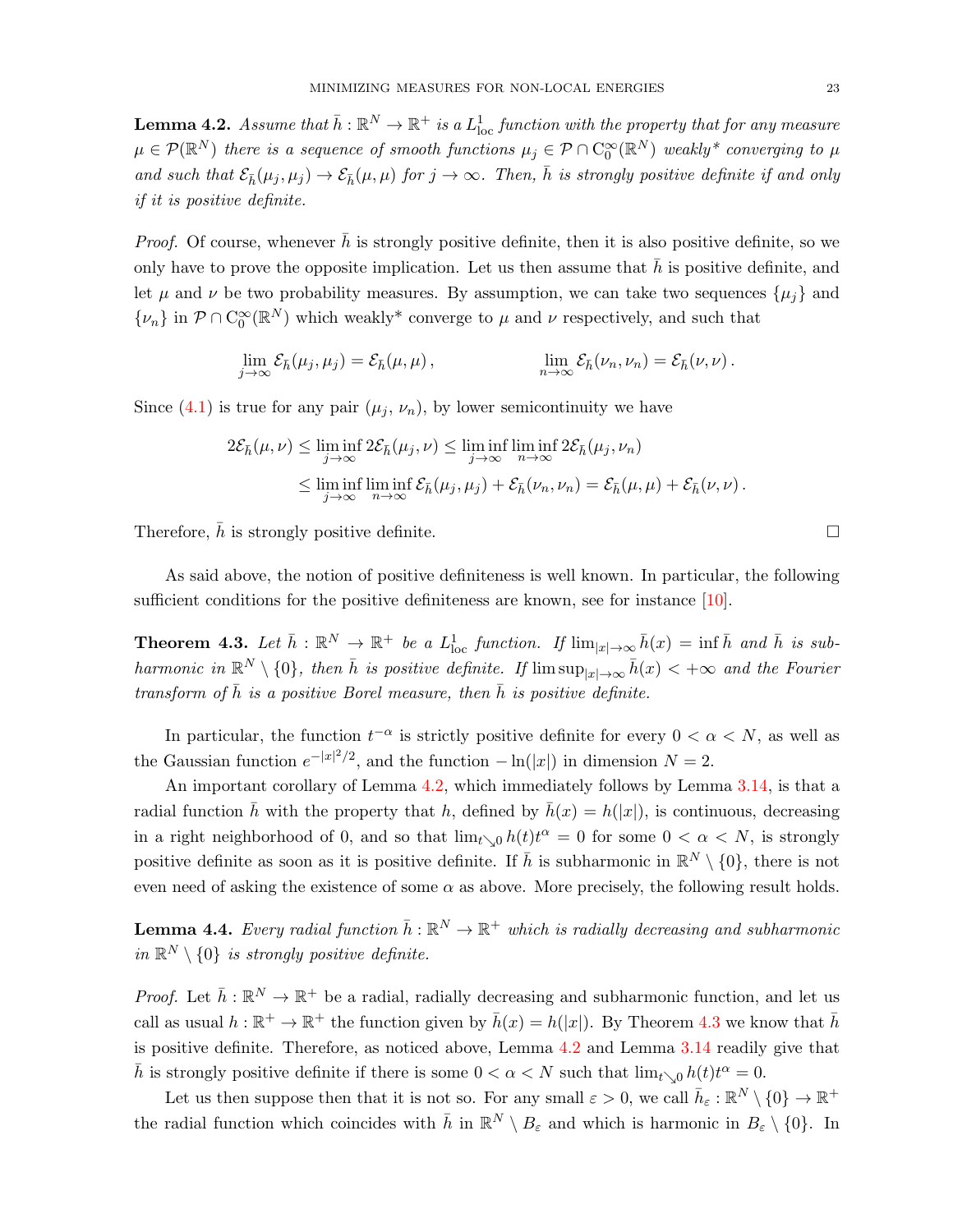**Lemma 4.2.** *Assume that $\bar h : \mathbb{R}^N \to \mathbb{R}^+$ is a $L^1_{\rm loc}$ function with the property that for any measure $\mu \in \mathcal{P}(\mathbb{R}^N)$ there is a sequence of smooth functions $\mu_j \in \mathcal{P} \cap {\rm C}^\infty_0(\mathbb{R}^N)$ weakly\* converging to $\mu$ and such that $\mathcal{E}_{\bar h}(\mu_j, \mu_j) \to \mathcal{E}_{\bar h}(\mu, \mu)$ for $j \to \infty$. Then, $\bar h$ is strongly positive definite if and only if it is positive definite.*

*Proof.* Of course, whenever $\bar h$ is strongly positive definite, then it is also positive definite, so we only have to prove the opposite implication. Let us then assume that $\bar h$ is positive definite, and let $\mu$ and $\nu$ be two probability measures. By assumption, we can take two sequences $\{\mu_j\}$ and $\{\nu_n\}$ in $\mathcal{P} \cap {\rm C}^\infty_0(\mathbb{R}^N)$ which weakly\* converge to $\mu$ and $\nu$ respectively, and such that

$$\lim_{j\to\infty} \mathcal{E}_{\bar h}(\mu_j, \mu_j) = \mathcal{E}_{\bar h}(\mu, \mu)\,, \qquad\qquad \lim_{n\to\infty} \mathcal{E}_{\bar h}(\nu_n, \nu_n) = \mathcal{E}_{\bar h}(\nu, \nu)\,.$$

Since (4.1) is true for any pair $(\mu_j, \nu_n)$, by lower semicontinuity we have

$$\begin{aligned}
2\mathcal{E}_{\bar h}(\mu, \nu) &\leq \liminf_{j\to\infty} 2\mathcal{E}_{\bar h}(\mu_j, \nu) \leq \liminf_{j\to\infty} \liminf_{n\to\infty} 2\mathcal{E}_{\bar h}(\mu_j, \nu_n) \\
&\leq \liminf_{j\to\infty} \liminf_{n\to\infty} \mathcal{E}_{\bar h}(\mu_j, \mu_j) + \mathcal{E}_{\bar h}(\nu_n, \nu_n) = \mathcal{E}_{\bar h}(\mu, \mu) + \mathcal{E}_{\bar h}(\nu, \nu)\,.
\end{aligned}$$

Therefore, $\bar h$ is strongly positive definite. □

As said above, the notion of positive definiteness is well known. In particular, the following sufficient conditions for the positive definiteness are known, see for instance [10].

**Theorem 4.3.** *Let $\bar h : \mathbb{R}^N \to \mathbb{R}^+$ be a $L^1_{\rm loc}$ function. If $\lim_{|x|\to\infty} \bar h(x) = \inf \bar h$ and $\bar h$ is subharmonic in $\mathbb{R}^N \setminus \{0\}$, then $\bar h$ is positive definite. If $\limsup_{|x|\to\infty} \bar h(x) < +\infty$ and the Fourier transform of $\bar h$ is a positive Borel measure, then $\bar h$ is positive definite.*

In particular, the function $t^{-\alpha}$ is strictly positive definite for every $0 < \alpha < N$, as well as the Gaussian function $e^{-|x|^2/2}$, and the function $-\ln(|x|)$ in dimension $N = 2$.

An important corollary of Lemma 4.2, which immediately follows by Lemma 3.14, is that a radial function $\bar h$ with the property that $h$, defined by $\bar h(x) = h(|x|)$, is continuous, decreasing in a right neighborhood of 0, and so that $\lim_{t\searrow 0} h(t)t^\alpha = 0$ for some $0 < \alpha < N$, is strongly positive definite as soon as it is positive definite. If $\bar h$ is subharmonic in $\mathbb{R}^N \setminus \{0\}$, there is not even need of asking the existence of some $\alpha$ as above. More precisely, the following result holds.

**Lemma 4.4.** *Every radial function $\bar h : \mathbb{R}^N \to \mathbb{R}^+$ which is radially decreasing and subharmonic in $\mathbb{R}^N \setminus \{0\}$ is strongly positive definite.*

*Proof.* Let $\bar h : \mathbb{R}^N \to \mathbb{R}^+$ be a radial, radially decreasing and subharmonic function, and let us call as usual $h : \mathbb{R}^+ \to \mathbb{R}^+$ the function given by $\bar h(x) = h(|x|)$. By Theorem 4.3 we know that $\bar h$ is positive definite. Therefore, as noticed above, Lemma 4.2 and Lemma 3.14 readily give that $\bar h$ is strongly positive definite if there is some $0 < \alpha < N$ such that $\lim_{t\searrow 0} h(t)t^\alpha = 0$.

Let us then suppose then that it is not so. For any small $\varepsilon > 0$, we call $\bar h_\varepsilon : \mathbb{R}^N \setminus \{0\} \to \mathbb{R}^+$ the radial function which coincides with $\bar h$ in $\mathbb{R}^N \setminus B_\varepsilon$ and which is harmonic in $B_\varepsilon \setminus \{0\}$. In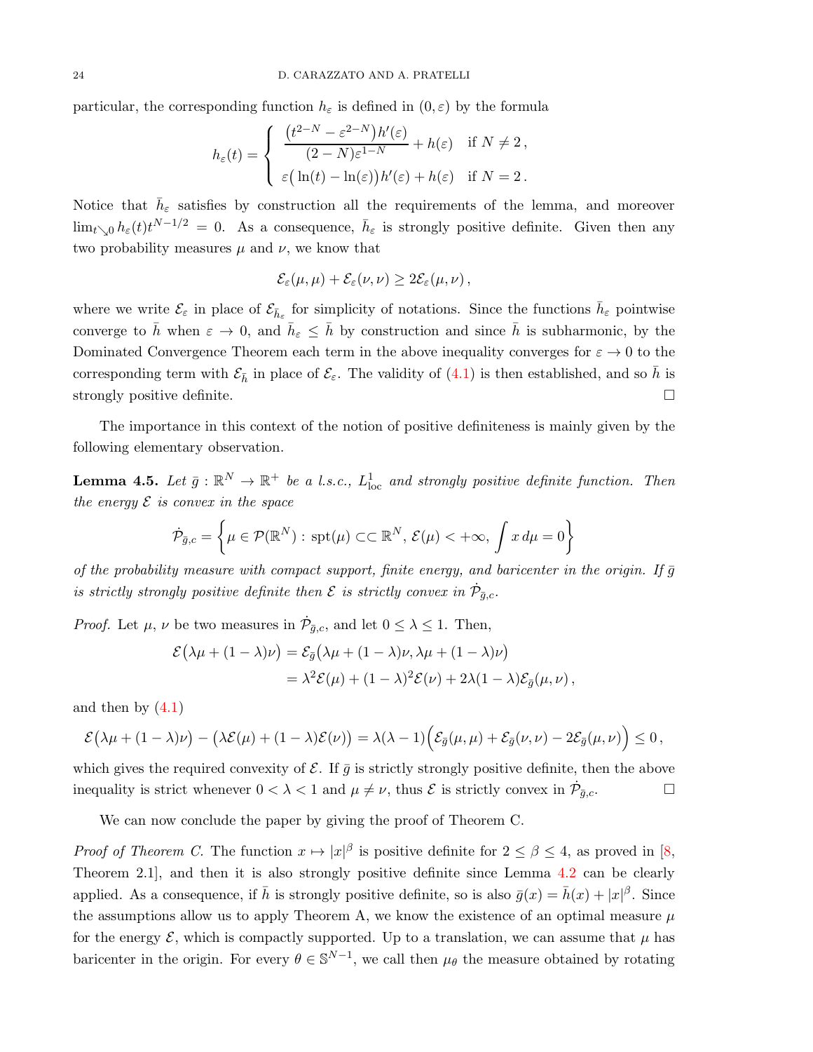particular, the corresponding function $h_\varepsilon$ is defined in $(0,\varepsilon)$ by the formula

$$
h_\varepsilon(t) = \begin{cases} \dfrac{\big(t^{2-N} - \varepsilon^{2-N}\big)h'(\varepsilon)}{(2-N)\varepsilon^{1-N}} + h(\varepsilon) & \text{if } N \neq 2\,, \\[2mm] \varepsilon\big(\ln(t) - \ln(\varepsilon)\big)h'(\varepsilon) + h(\varepsilon) & \text{if } N = 2\,. \end{cases}
$$

Notice that $\bar h_\varepsilon$ satisfies by construction all the requirements of the lemma, and moreover $\lim_{t\searrow 0} h_\varepsilon(t) t^{N-1/2} = 0$. As a consequence, $\bar h_\varepsilon$ is strongly positive definite. Given then any two probability measures $\mu$ and $\nu$, we know that

$$
\mathcal{E}_\varepsilon(\mu,\mu) + \mathcal{E}_\varepsilon(\nu,\nu) \geq 2\mathcal{E}_\varepsilon(\mu,\nu)\,,
$$

where we write $\mathcal{E}_\varepsilon$ in place of $\mathcal{E}_{\bar h_\varepsilon}$ for simplicity of notations. Since the functions $\bar h_\varepsilon$ pointwise converge to $\bar h$ when $\varepsilon \to 0$, and $\bar h_\varepsilon \leq \bar h$ by construction and since $\bar h$ is subharmonic, by the Dominated Convergence Theorem each term in the above inequality converges for $\varepsilon \to 0$ to the corresponding term with $\mathcal{E}_{\bar h}$ in place of $\mathcal{E}_\varepsilon$. The validity of (4.1) is then established, and so $\bar h$ is strongly positive definite. $\square$

The importance in this context of the notion of positive definiteness is mainly given by the following elementary observation.

**Lemma 4.5.** *Let $\bar g : \mathbb{R}^N \to \mathbb{R}^+$ be a l.s.c., $L^1_{\rm loc}$ and strongly positive definite function. Then the energy $\mathcal{E}$ is convex in the space*

$$
\dot{\mathcal{P}}_{\bar g,c} = \left\{ \mu \in \mathcal{P}(\mathbb{R}^N) : \operatorname{spt}(\mu) \subset\subset \mathbb{R}^N,\ \mathcal{E}(\mu) < +\infty,\ \int x\, d\mu = 0 \right\}
$$

*of the probability measure with compact support, finite energy, and baricenter in the origin. If $\bar g$ is strictly strongly positive definite then $\mathcal{E}$ is strictly convex in $\dot{\mathcal{P}}_{\bar g,c}$.*

*Proof.* Let $\mu$, $\nu$ be two measures in $\dot{\mathcal{P}}_{\bar g,c}$, and let $0 \leq \lambda \leq 1$. Then,

$$
\begin{aligned}
\mathcal{E}\big(\lambda\mu + (1-\lambda)\nu\big) &= \mathcal{E}_{\bar g}\big(\lambda\mu + (1-\lambda)\nu, \lambda\mu + (1-\lambda)\nu\big) \\
&= \lambda^2 \mathcal{E}(\mu) + (1-\lambda)^2 \mathcal{E}(\nu) + 2\lambda(1-\lambda)\mathcal{E}_{\bar g}(\mu,\nu)\,,
\end{aligned}
$$

and then by (4.1)

$$
\mathcal{E}\big(\lambda\mu + (1-\lambda)\nu\big) - \big(\lambda\mathcal{E}(\mu) + (1-\lambda)\mathcal{E}(\nu)\big) = \lambda(\lambda-1)\Big(\mathcal{E}_{\bar g}(\mu,\mu) + \mathcal{E}_{\bar g}(\nu,\nu) - 2\mathcal{E}_{\bar g}(\mu,\nu)\Big) \leq 0\,,
$$

which gives the required convexity of $\mathcal{E}$. If $\bar g$ is strictly strongly positive definite, then the above inequality is strict whenever $0 < \lambda < 1$ and $\mu \neq \nu$, thus $\mathcal{E}$ is strictly convex in $\dot{\mathcal{P}}_{\bar g,c}$. $\square$

We can now conclude the paper by giving the proof of Theorem C.

*Proof of Theorem C.* The function $x \mapsto |x|^\beta$ is positive definite for $2 \leq \beta \leq 4$, as proved in [8, Theorem 2.1], and then it is also strongly positive definite since Lemma 4.2 can be clearly applied. As a consequence, if $\bar h$ is strongly positive definite, so is also $\bar g(x) = \bar h(x) + |x|^\beta$. Since the assumptions allow us to apply Theorem A, we know the existence of an optimal measure $\mu$ for the energy $\mathcal{E}$, which is compactly supported. Up to a translation, we can assume that $\mu$ has baricenter in the origin. For every $\theta \in \mathbb{S}^{N-1}$, we call then $\mu_\theta$ the measure obtained by rotating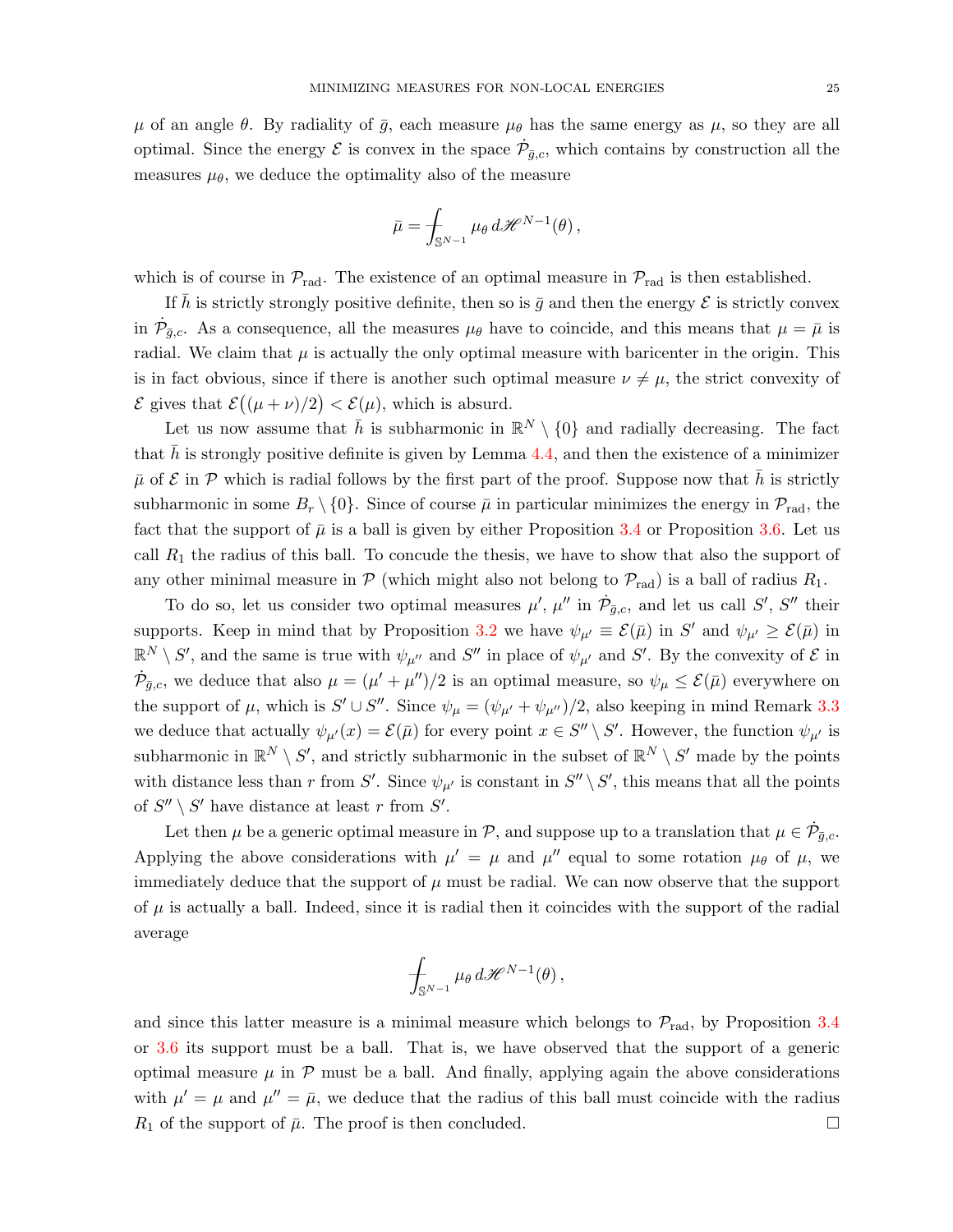$\mu$ of an angle $\theta$. By radiality of $\bar g$, each measure $\mu_\theta$ has the same energy as $\mu$, so they are all optimal. Since the energy $\mathcal{E}$ is convex in the space $\dot{\mathcal{P}}_{\bar g,c}$, which contains by construction all the measures $\mu_\theta$, we deduce the optimality also of the measure

$$\bar\mu = \fint_{\mathbb{S}^{N-1}} \mu_\theta \, d\mathscr{H}^{N-1}(\theta)\,,$$

which is of course in $\mathcal{P}_{\rm rad}$. The existence of an optimal measure in $\mathcal{P}_{\rm rad}$ is then established.

If $\bar h$ is strictly strongly positive definite, then so is $\bar g$ and then the energy $\mathcal{E}$ is strictly convex in $\dot{\mathcal{P}}_{\bar g,c}$. As a consequence, all the measures $\mu_\theta$ have to coincide, and this means that $\mu = \bar\mu$ is radial. We claim that $\mu$ is actually the only optimal measure with baricenter in the origin. This is in fact obvious, since if there is another such optimal measure $\nu \neq \mu$, the strict convexity of $\mathcal{E}$ gives that $\mathcal{E}\big((\mu+\nu)/2\big) < \mathcal{E}(\mu)$, which is absurd.

Let us now assume that $\bar h$ is subharmonic in $\mathbb{R}^N \setminus \{0\}$ and radially decreasing. The fact that $\bar h$ is strongly positive definite is given by Lemma 4.4, and then the existence of a minimizer $\bar\mu$ of $\mathcal{E}$ in $\mathcal{P}$ which is radial follows by the first part of the proof. Suppose now that $\bar h$ is strictly subharmonic in some $B_r \setminus \{0\}$. Since of course $\bar\mu$ in particular minimizes the energy in $\mathcal{P}_{\rm rad}$, the fact that the support of $\bar\mu$ is a ball is given by either Proposition 3.4 or Proposition 3.6. Let us call $R_1$ the radius of this ball. To concude the thesis, we have to show that also the support of any other minimal measure in $\mathcal{P}$ (which might also not belong to $\mathcal{P}_{\rm rad}$) is a ball of radius $R_1$.

To do so, let us consider two optimal measures $\mu'$, $\mu''$ in $\dot{\mathcal{P}}_{\bar g,c}$, and let us call $S'$, $S''$ their supports. Keep in mind that by Proposition 3.2 we have $\psi_{\mu'} \equiv \mathcal{E}(\bar\mu)$ in $S'$ and $\psi_{\mu'} \geq \mathcal{E}(\bar\mu)$ in $\mathbb{R}^N \setminus S'$, and the same is true with $\psi_{\mu''}$ and $S''$ in place of $\psi_{\mu'}$ and $S'$. By the convexity of $\mathcal{E}$ in $\dot{\mathcal{P}}_{\bar g,c}$, we deduce that also $\mu = (\mu'+\mu'')/2$ is an optimal measure, so $\psi_\mu \leq \mathcal{E}(\bar\mu)$ everywhere on the support of $\mu$, which is $S' \cup S''$. Since $\psi_\mu = (\psi_{\mu'} + \psi_{\mu''})/2$, also keeping in mind Remark 3.3 we deduce that actually $\psi_{\mu'}(x) = \mathcal{E}(\bar\mu)$ for every point $x \in S'' \setminus S'$. However, the function $\psi_{\mu'}$ is subharmonic in $\mathbb{R}^N \setminus S'$, and strictly subharmonic in the subset of $\mathbb{R}^N \setminus S'$ made by the points with distance less than $r$ from $S'$. Since $\psi_{\mu'}$ is constant in $S'' \setminus S'$, this means that all the points of $S'' \setminus S'$ have distance at least $r$ from $S'$.

Let then $\mu$ be a generic optimal measure in $\mathcal{P}$, and suppose up to a translation that $\mu \in \dot{\mathcal{P}}_{\bar g,c}$. Applying the above considerations with $\mu' = \mu$ and $\mu''$ equal to some rotation $\mu_\theta$ of $\mu$, we immediately deduce that the support of $\mu$ must be radial. We can now observe that the support of $\mu$ is actually a ball. Indeed, since it is radial then it coincides with the support of the radial average

$$\fint_{\mathbb{S}^{N-1}} \mu_\theta \, d\mathscr{H}^{N-1}(\theta)\,,$$

and since this latter measure is a minimal measure which belongs to $\mathcal{P}_{\rm rad}$, by Proposition 3.4 or 3.6 its support must be a ball. That is, we have observed that the support of a generic optimal measure $\mu$ in $\mathcal{P}$ must be a ball. And finally, applying again the above considerations with $\mu' = \mu$ and $\mu'' = \bar\mu$, we deduce that the radius of this ball must coincide with the radius $R_1$ of the support of $\bar\mu$. The proof is then concluded. □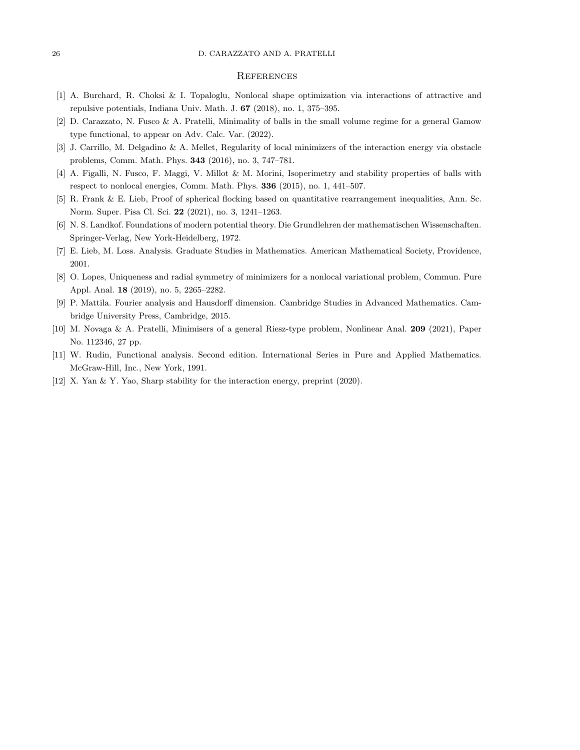## References

[1] A. Burchard, R. Choksi & I. Topaloglu, Nonlocal shape optimization via interactions of attractive and repulsive potentials, Indiana Univ. Math. J. **67** (2018), no. 1, 375–395.

[2] D. Carazzato, N. Fusco & A. Pratelli, Minimality of balls in the small volume regime for a general Gamow type functional, to appear on Adv. Calc. Var. (2022).

[3] J. Carrillo, M. Delgadino & A. Mellet, Regularity of local minimizers of the interaction energy via obstacle problems, Comm. Math. Phys. **343** (2016), no. 3, 747–781.

[4] A. Figalli, N. Fusco, F. Maggi, V. Millot & M. Morini, Isoperimetry and stability properties of balls with respect to nonlocal energies, Comm. Math. Phys. **336** (2015), no. 1, 441–507.

[5] R. Frank & E. Lieb, Proof of spherical flocking based on quantitative rearrangement inequalities, Ann. Sc. Norm. Super. Pisa Cl. Sci. **22** (2021), no. 3, 1241–1263.

[6] N. S. Landkof. Foundations of modern potential theory. Die Grundlehren der mathematischen Wissenschaften. Springer-Verlag, New York-Heidelberg, 1972.

[7] E. Lieb, M. Loss. Analysis. Graduate Studies in Mathematics. American Mathematical Society, Providence, 2001.

[8] O. Lopes, Uniqueness and radial symmetry of minimizers for a nonlocal variational problem, Commun. Pure Appl. Anal. **18** (2019), no. 5, 2265–2282.

[9] P. Mattila. Fourier analysis and Hausdorff dimension. Cambridge Studies in Advanced Mathematics. Cambridge University Press, Cambridge, 2015.

[10] M. Novaga & A. Pratelli, Minimisers of a general Riesz-type problem, Nonlinear Anal. **209** (2021), Paper No. 112346, 27 pp.

[11] W. Rudin, Functional analysis. Second edition. International Series in Pure and Applied Mathematics. McGraw-Hill, Inc., New York, 1991.

[12] X. Yan & Y. Yao, Sharp stability for the interaction energy, preprint (2020).